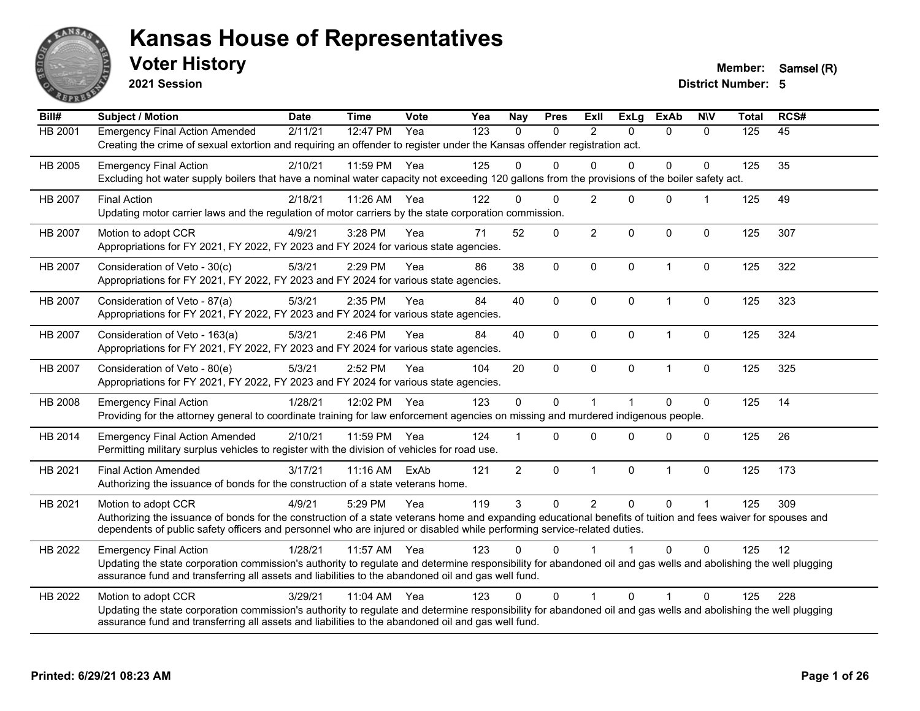# Kansas House of Representatives

## Voter History

**2021 Session**

**Member:** Samsel (R)

**District Number:** 5

| Bill# | Subject / Motion | Date | Time | Vote | Yea | Nay | Pres | ExII | ExLg | ExAb | N\V | Total | RCS# |
|---|---|---|---|---|---|---|---|---|---|---|---|---|---|
| HB 2001 | Emergency Final Action Amended | 2/11/21 | 12:47 PM | Yea | 123 | 0 | 0 | 2 | 0 | 0 | 0 | 125 | 45 |
| | Creating the crime of sexual extortion and requiring an offender to register under the Kansas offender registration act. | | | | | | | | | | | | |
| HB 2005 | Emergency Final Action | 2/10/21 | 11:59 PM | Yea | 125 | 0 | 0 | 0 | 0 | 0 | 0 | 125 | 35 |
| | Excluding hot water supply boilers that have a nominal water capacity not exceeding 120 gallons from the provisions of the boiler safety act. | | | | | | | | | | | | |
| HB 2007 | Final Action | 2/18/21 | 11:26 AM | Yea | 122 | 0 | 0 | 2 | 0 | 0 | 1 | 125 | 49 |
| | Updating motor carrier laws and the regulation of motor carriers by the state corporation commission. | | | | | | | | | | | | |
| HB 2007 | Motion to adopt CCR | 4/9/21 | 3:28 PM | Yea | 71 | 52 | 0 | 2 | 0 | 0 | 0 | 125 | 307 |
| | Appropriations for FY 2021, FY 2022, FY 2023 and FY 2024 for various state agencies. | | | | | | | | | | | | |
| HB 2007 | Consideration of Veto - 30(c) | 5/3/21 | 2:29 PM | Yea | 86 | 38 | 0 | 0 | 0 | 1 | 0 | 125 | 322 |
| | Appropriations for FY 2021, FY 2022, FY 2023 and FY 2024 for various state agencies. | | | | | | | | | | | | |
| HB 2007 | Consideration of Veto - 87(a) | 5/3/21 | 2:35 PM | Yea | 84 | 40 | 0 | 0 | 0 | 1 | 0 | 125 | 323 |
| | Appropriations for FY 2021, FY 2022, FY 2023 and FY 2024 for various state agencies. | | | | | | | | | | | | |
| HB 2007 | Consideration of Veto - 163(a) | 5/3/21 | 2:46 PM | Yea | 84 | 40 | 0 | 0 | 0 | 1 | 0 | 125 | 324 |
| | Appropriations for FY 2021, FY 2022, FY 2023 and FY 2024 for various state agencies. | | | | | | | | | | | | |
| HB 2007 | Consideration of Veto - 80(e) | 5/3/21 | 2:52 PM | Yea | 104 | 20 | 0 | 0 | 0 | 1 | 0 | 125 | 325 |
| | Appropriations for FY 2021, FY 2022, FY 2023 and FY 2024 for various state agencies. | | | | | | | | | | | | |
| HB 2008 | Emergency Final Action | 1/28/21 | 12:02 PM | Yea | 123 | 0 | 0 | 1 | 1 | 0 | 0 | 125 | 14 |
| | Providing for the attorney general to coordinate training for law enforcement agencies on missing and murdered indigenous people. | | | | | | | | | | | | |
| HB 2014 | Emergency Final Action Amended | 2/10/21 | 11:59 PM | Yea | 124 | 1 | 0 | 0 | 0 | 0 | 0 | 125 | 26 |
| | Permitting military surplus vehicles to register with the division of vehicles for road use. | | | | | | | | | | | | |
| HB 2021 | Final Action Amended | 3/17/21 | 11:16 AM | ExAb | 121 | 2 | 0 | 1 | 0 | 1 | 0 | 125 | 173 |
| | Authorizing the issuance of bonds for the construction of a state veterans home. | | | | | | | | | | | | |
| HB 2021 | Motion to adopt CCR | 4/9/21 | 5:29 PM | Yea | 119 | 3 | 0 | 2 | 0 | 0 | 1 | 125 | 309 |
| | Authorizing the issuance of bonds for the construction of a state veterans home and expanding educational benefits of tuition and fees waiver for spouses and dependents of public safety officers and personnel who are injured or disabled while performing service-related duties. | | | | | | | | | | | | |
| HB 2022 | Emergency Final Action | 1/28/21 | 11:57 AM | Yea | 123 | 0 | 0 | 1 | 1 | 0 | 0 | 125 | 12 |
| | Updating the state corporation commission's authority to regulate and determine responsibility for abandoned oil and gas wells and abolishing the well plugging assurance fund and transferring all assets and liabilities to the abandoned oil and gas well fund. | | | | | | | | | | | | |
| HB 2022 | Motion to adopt CCR | 3/29/21 | 11:04 AM | Yea | 123 | 0 | 0 | 1 | 0 | 1 | 0 | 125 | 228 |
| | Updating the state corporation commission's authority to regulate and determine responsibility for abandoned oil and gas wells and abolishing the well plugging assurance fund and transferring all assets and liabilities to the abandoned oil and gas well fund. | | | | | | | | | | | | |

**Printed: 6/29/21 08:23 AM**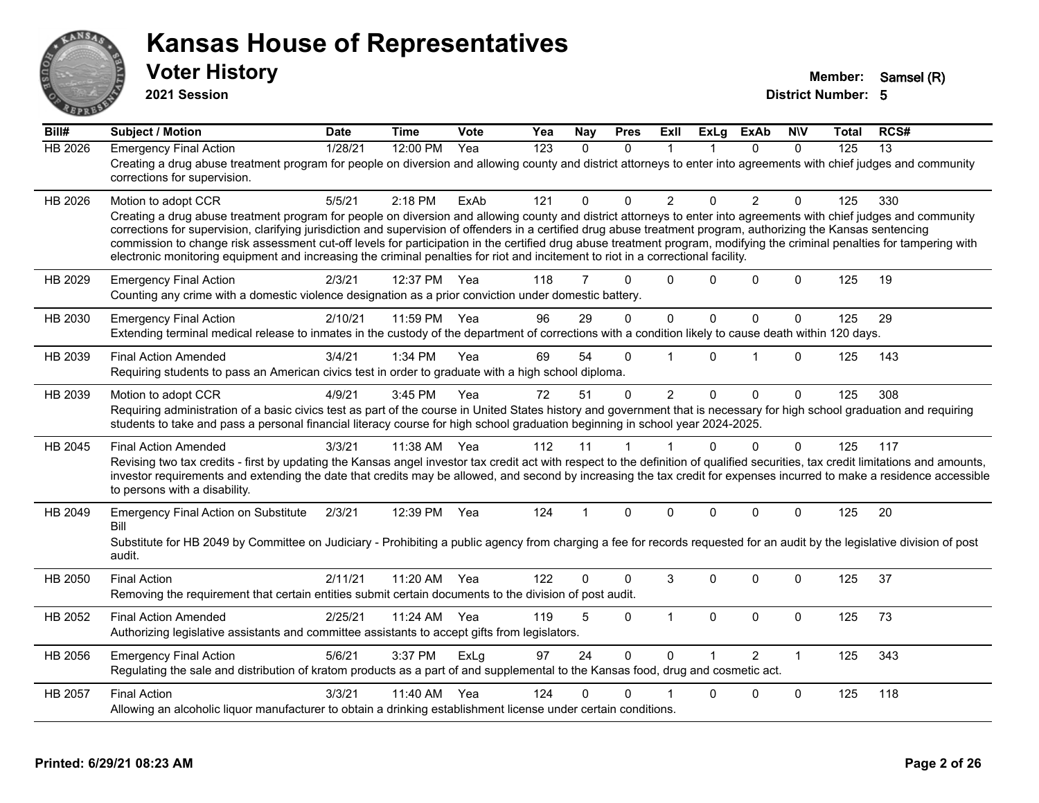# Kansas House of Representatives

## Voter History

**2021 Session**

**Member:** Samsel (R)
**District Number:** 5

| Bill# | Subject / Motion | Date | Time | Vote | Yea | Nay | Pres | ExII | ExLg | ExAb | N\V | Total | RCS# |
|---|---|---|---|---|---|---|---|---|---|---|---|---|---|
| HB 2026 | Emergency Final Action | 1/28/21 | 12:00 PM | Yea | 123 | 0 | 0 | 1 | 1 | 0 | 0 | 125 | 13 |
| | Creating a drug abuse treatment program for people on diversion and allowing county and district attorneys to enter into agreements with chief judges and community corrections for supervision. | | | | | | | | | | | | |
| HB 2026 | Motion to adopt CCR | 5/5/21 | 2:18 PM | ExAb | 121 | 0 | 0 | 2 | 0 | 2 | 0 | 125 | 330 |
| | Creating a drug abuse treatment program for people on diversion and allowing county and district attorneys to enter into agreements with chief judges and community corrections for supervision, clarifying jurisdiction and supervision of offenders in a certified drug abuse treatment program, authorizing the Kansas sentencing commission to change risk assessment cut-off levels for participation in the certified drug abuse treatment program, modifying the criminal penalties for tampering with electronic monitoring equipment and increasing the criminal penalties for riot and incitement to riot in a correctional facility. | | | | | | | | | | | | |
| HB 2029 | Emergency Final Action | 2/3/21 | 12:37 PM | Yea | 118 | 7 | 0 | 0 | 0 | 0 | 0 | 125 | 19 |
| | Counting any crime with a domestic violence designation as a prior conviction under domestic battery. | | | | | | | | | | | | |
| HB 2030 | Emergency Final Action | 2/10/21 | 11:59 PM | Yea | 96 | 29 | 0 | 0 | 0 | 0 | 0 | 125 | 29 |
| | Extending terminal medical release to inmates in the custody of the department of corrections with a condition likely to cause death within 120 days. | | | | | | | | | | | | |
| HB 2039 | Final Action Amended | 3/4/21 | 1:34 PM | Yea | 69 | 54 | 0 | 1 | 0 | 1 | 0 | 125 | 143 |
| | Requiring students to pass an American civics test in order to graduate with a high school diploma. | | | | | | | | | | | | |
| HB 2039 | Motion to adopt CCR | 4/9/21 | 3:45 PM | Yea | 72 | 51 | 0 | 2 | 0 | 0 | 0 | 125 | 308 |
| | Requiring administration of a basic civics test as part of the course in United States history and government that is necessary for high school graduation and requiring students to take and pass a personal financial literacy course for high school graduation beginning in school year 2024-2025. | | | | | | | | | | | | |
| HB 2045 | Final Action Amended | 3/3/21 | 11:38 AM | Yea | 112 | 11 | 1 | 1 | 0 | 0 | 0 | 125 | 117 |
| | Revising two tax credits - first by updating the Kansas angel investor tax credit act with respect to the definition of qualified securities, tax credit limitations and amounts, investor requirements and extending the date that credits may be allowed, and second by increasing the tax credit for expenses incurred to make a residence accessible to persons with a disability. | | | | | | | | | | | | |
| HB 2049 | Emergency Final Action on Substitute Bill | 2/3/21 | 12:39 PM | Yea | 124 | 1 | 0 | 0 | 0 | 0 | 0 | 125 | 20 |
| | Substitute for HB 2049 by Committee on Judiciary - Prohibiting a public agency from charging a fee for records requested for an audit by the legislative division of post audit. | | | | | | | | | | | | |
| HB 2050 | Final Action | 2/11/21 | 11:20 AM | Yea | 122 | 0 | 0 | 3 | 0 | 0 | 0 | 125 | 37 |
| | Removing the requirement that certain entities submit certain documents to the division of post audit. | | | | | | | | | | | | |
| HB 2052 | Final Action Amended | 2/25/21 | 11:24 AM | Yea | 119 | 5 | 0 | 1 | 0 | 0 | 0 | 125 | 73 |
| | Authorizing legislative assistants and committee assistants to accept gifts from legislators. | | | | | | | | | | | | |
| HB 2056 | Emergency Final Action | 5/6/21 | 3:37 PM | ExLg | 97 | 24 | 0 | 0 | 1 | 2 | 1 | 125 | 343 |
| | Regulating the sale and distribution of kratom products as a part of and supplemental to the Kansas food, drug and cosmetic act. | | | | | | | | | | | | |
| HB 2057 | Final Action | 3/3/21 | 11:40 AM | Yea | 124 | 0 | 0 | 1 | 0 | 0 | 0 | 125 | 118 |
| | Allowing an alcoholic liquor manufacturer to obtain a drinking establishment license under certain conditions. | | | | | | | | | | | | |

**Printed: 6/29/21 08:23 AM**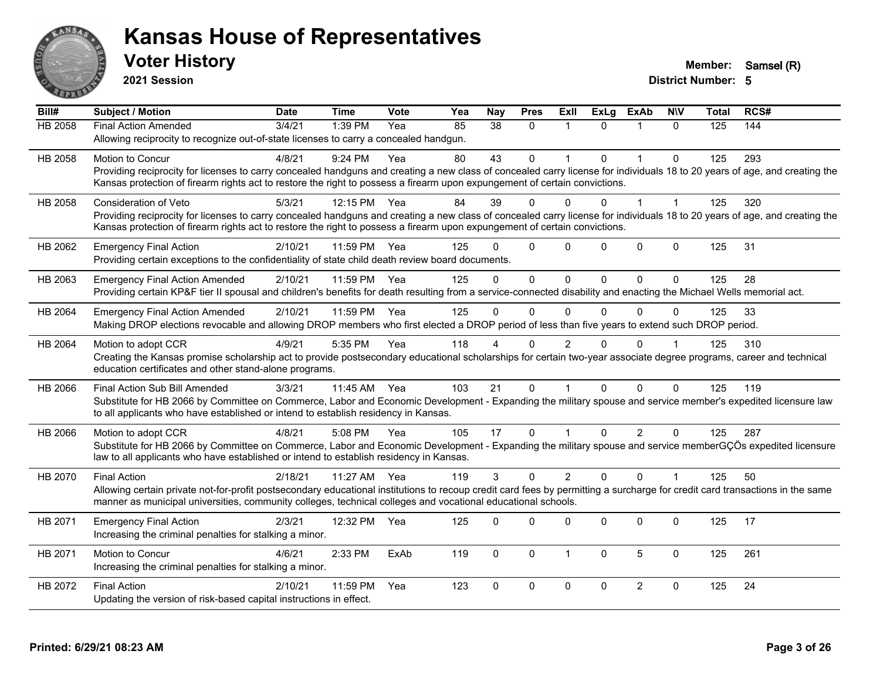# Kansas House of Representatives

## Voter History

**2021 Session**

**Member:** Samsel (R)
**District Number:** 5

| Bill# | Subject / Motion | Date | Time | Vote | Yea | Nay | Pres | ExII | ExLg | ExAb | N\V | Total | RCS# |
|---|---|---|---|---|---|---|---|---|---|---|---|---|---|
| HB 2058 | Final Action Amended | 3/4/21 | 1:39 PM | Yea | 85 | 38 | 0 | 1 | 0 | 1 | 0 | 125 | 144 |
| | Allowing reciprocity to recognize out-of-state licenses to carry a concealed handgun. | | | | | | | | | | | | |
| HB 2058 | Motion to Concur | 4/8/21 | 9:24 PM | Yea | 80 | 43 | 0 | 1 | 0 | 1 | 0 | 125 | 293 |
| | Providing reciprocity for licenses to carry concealed handguns and creating a new class of concealed carry license for individuals 18 to 20 years of age, and creating the Kansas protection of firearm rights act to restore the right to possess a firearm upon expungement of certain convictions. | | | | | | | | | | | | |
| HB 2058 | Consideration of Veto | 5/3/21 | 12:15 PM | Yea | 84 | 39 | 0 | 0 | 0 | 1 | 1 | 125 | 320 |
| | Providing reciprocity for licenses to carry concealed handguns and creating a new class of concealed carry license for individuals 18 to 20 years of age, and creating the Kansas protection of firearm rights act to restore the right to possess a firearm upon expungement of certain convictions. | | | | | | | | | | | | |
| HB 2062 | Emergency Final Action | 2/10/21 | 11:59 PM | Yea | 125 | 0 | 0 | 0 | 0 | 0 | 0 | 125 | 31 |
| | Providing certain exceptions to the confidentiality of state child death review board documents. | | | | | | | | | | | | |
| HB 2063 | Emergency Final Action Amended | 2/10/21 | 11:59 PM | Yea | 125 | 0 | 0 | 0 | 0 | 0 | 0 | 125 | 28 |
| | Providing certain KP&F tier II spousal and children's benefits for death resulting from a service-connected disability and enacting the Michael Wells memorial act. | | | | | | | | | | | | |
| HB 2064 | Emergency Final Action Amended | 2/10/21 | 11:59 PM | Yea | 125 | 0 | 0 | 0 | 0 | 0 | 0 | 125 | 33 |
| | Making DROP elections revocable and allowing DROP members who first elected a DROP period of less than five years to extend such DROP period. | | | | | | | | | | | | |
| HB 2064 | Motion to adopt CCR | 4/9/21 | 5:35 PM | Yea | 118 | 4 | 0 | 2 | 0 | 0 | 1 | 125 | 310 |
| | Creating the Kansas promise scholarship act to provide postsecondary educational scholarships for certain two-year associate degree programs, career and technical education certificates and other stand-alone programs. | | | | | | | | | | | | |
| HB 2066 | Final Action Sub Bill Amended | 3/3/21 | 11:45 AM | Yea | 103 | 21 | 0 | 1 | 0 | 0 | 0 | 125 | 119 |
| | Substitute for HB 2066 by Committee on Commerce, Labor and Economic Development - Expanding the military spouse and service member's expedited licensure law to all applicants who have established or intend to establish residency in Kansas. | | | | | | | | | | | | |
| HB 2066 | Motion to adopt CCR | 4/8/21 | 5:08 PM | Yea | 105 | 17 | 0 | 1 | 0 | 2 | 0 | 125 | 287 |
| | Substitute for HB 2066 by Committee on Commerce, Labor and Economic Development - Expanding the military spouse and service memberGÇÖs expedited licensure law to all applicants who have established or intend to establish residency in Kansas. | | | | | | | | | | | | |
| HB 2070 | Final Action | 2/18/21 | 11:27 AM | Yea | 119 | 3 | 0 | 2 | 0 | 0 | 1 | 125 | 50 |
| | Allowing certain private not-for-profit postsecondary educational institutions to recoup credit card fees by permitting a surcharge for credit card transactions in the same manner as municipal universities, community colleges, technical colleges and vocational educational schools. | | | | | | | | | | | | |
| HB 2071 | Emergency Final Action | 2/3/21 | 12:32 PM | Yea | 125 | 0 | 0 | 0 | 0 | 0 | 0 | 125 | 17 |
| | Increasing the criminal penalties for stalking a minor. | | | | | | | | | | | | |
| HB 2071 | Motion to Concur | 4/6/21 | 2:33 PM | ExAb | 119 | 0 | 0 | 1 | 0 | 5 | 0 | 125 | 261 |
| | Increasing the criminal penalties for stalking a minor. | | | | | | | | | | | | |
| HB 2072 | Final Action | 2/10/21 | 11:59 PM | Yea | 123 | 0 | 0 | 0 | 0 | 2 | 0 | 125 | 24 |
| | Updating the version of risk-based capital instructions in effect. | | | | | | | | | | | | |

**Printed: 6/29/21 08:23 AM**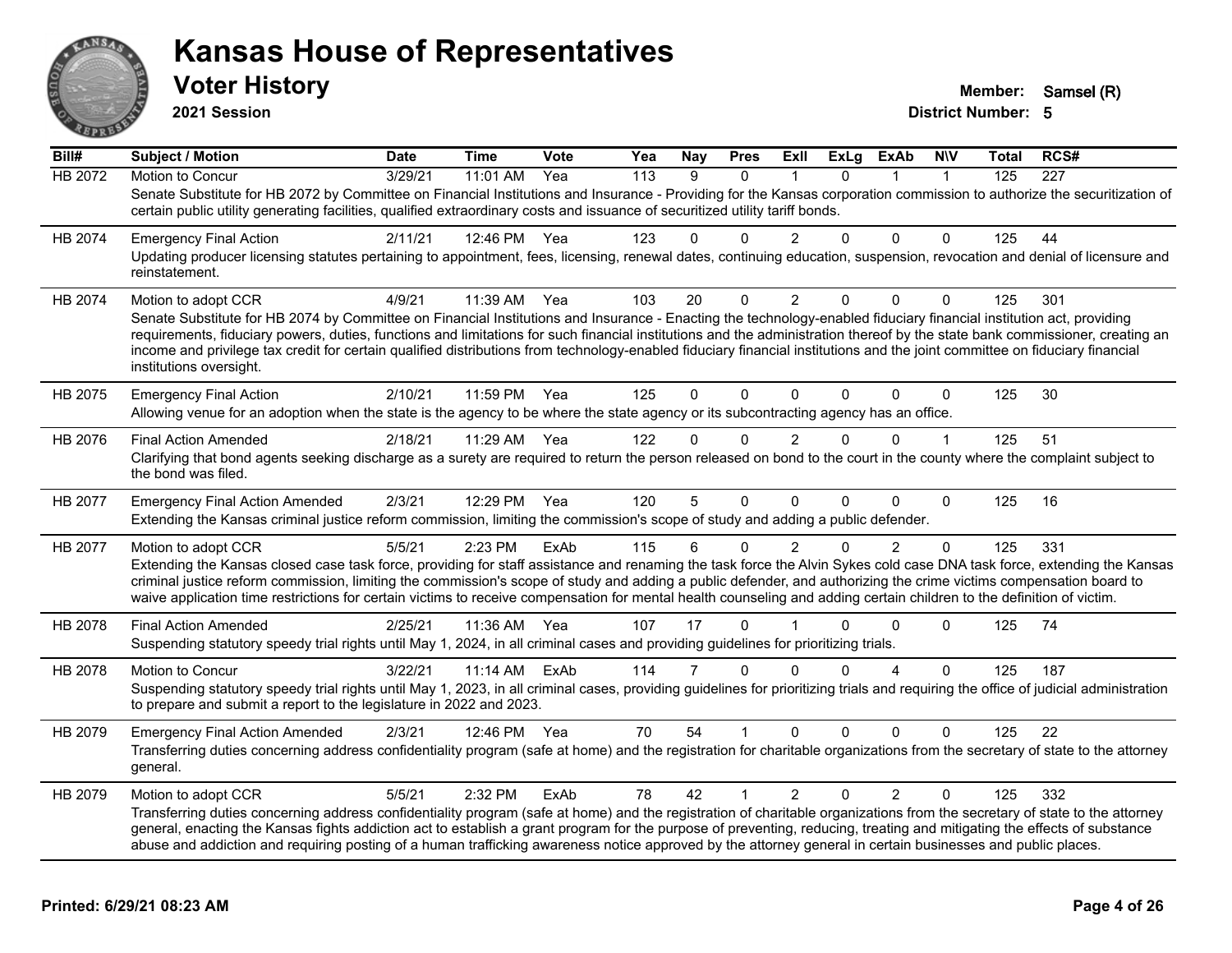# Kansas House of Representatives

## Voter History

**2021 Session**

**Member:** Samsel (R)
**District Number:** 5

| Bill# | Subject / Motion | Date | Time | Vote | Yea | Nay | Pres | ExII | ExLg | ExAb | N\V | Total | RCS# |
|---|---|---|---|---|---|---|---|---|---|---|---|---|---|
| HB 2072 | Motion to Concur | 3/29/21 | 11:01 AM | Yea | 113 | 9 | 0 | 1 | 0 | 1 | 1 | 125 | 227 |
| | Senate Substitute for HB 2072 by Committee on Financial Institutions and Insurance - Providing for the Kansas corporation commission to authorize the securitization of certain public utility generating facilities, qualified extraordinary costs and issuance of securitized utility tariff bonds. | | | | | | | | | | | | |
| HB 2074 | Emergency Final Action | 2/11/21 | 12:46 PM | Yea | 123 | 0 | 0 | 2 | 0 | 0 | 0 | 125 | 44 |
| | Updating producer licensing statutes pertaining to appointment, fees, licensing, renewal dates, continuing education, suspension, revocation and denial of licensure and reinstatement. | | | | | | | | | | | | |
| HB 2074 | Motion to adopt CCR | 4/9/21 | 11:39 AM | Yea | 103 | 20 | 0 | 2 | 0 | 0 | 0 | 125 | 301 |
| | Senate Substitute for HB 2074 by Committee on Financial Institutions and Insurance - Enacting the technology-enabled fiduciary financial institution act, providing requirements, fiduciary powers, duties, functions and limitations for such financial institutions and the administration thereof by the state bank commissioner, creating an income and privilege tax credit for certain qualified distributions from technology-enabled fiduciary financial institutions and the joint committee on fiduciary financial institutions oversight. | | | | | | | | | | | | |
| HB 2075 | Emergency Final Action | 2/10/21 | 11:59 PM | Yea | 125 | 0 | 0 | 0 | 0 | 0 | 0 | 125 | 30 |
| | Allowing venue for an adoption when the state is the agency to be where the state agency or its subcontracting agency has an office. | | | | | | | | | | | | |
| HB 2076 | Final Action Amended | 2/18/21 | 11:29 AM | Yea | 122 | 0 | 0 | 2 | 0 | 0 | 1 | 125 | 51 |
| | Clarifying that bond agents seeking discharge as a surety are required to return the person released on bond to the court in the county where the complaint subject to the bond was filed. | | | | | | | | | | | | |
| HB 2077 | Emergency Final Action Amended | 2/3/21 | 12:29 PM | Yea | 120 | 5 | 0 | 0 | 0 | 0 | 0 | 125 | 16 |
| | Extending the Kansas criminal justice reform commission, limiting the commission's scope of study and adding a public defender. | | | | | | | | | | | | |
| HB 2077 | Motion to adopt CCR | 5/5/21 | 2:23 PM | ExAb | 115 | 6 | 0 | 2 | 0 | 2 | 0 | 125 | 331 |
| | Extending the Kansas closed case task force, providing for staff assistance and renaming the task force the Alvin Sykes cold case DNA task force, extending the Kansas criminal justice reform commission, limiting the commission's scope of study and adding a public defender, and authorizing the crime victims compensation board to waive application time restrictions for certain victims to receive compensation for mental health counseling and adding certain children to the definition of victim. | | | | | | | | | | | | |
| HB 2078 | Final Action Amended | 2/25/21 | 11:36 AM | Yea | 107 | 17 | 0 | 1 | 0 | 0 | 0 | 125 | 74 |
| | Suspending statutory speedy trial rights until May 1, 2024, in all criminal cases and providing guidelines for prioritizing trials. | | | | | | | | | | | | |
| HB 2078 | Motion to Concur | 3/22/21 | 11:14 AM | ExAb | 114 | 7 | 0 | 0 | 0 | 4 | 0 | 125 | 187 |
| | Suspending statutory speedy trial rights until May 1, 2023, in all criminal cases, providing guidelines for prioritizing trials and requiring the office of judicial administration to prepare and submit a report to the legislature in 2022 and 2023. | | | | | | | | | | | | |
| HB 2079 | Emergency Final Action Amended | 2/3/21 | 12:46 PM | Yea | 70 | 54 | 1 | 0 | 0 | 0 | 0 | 125 | 22 |
| | Transferring duties concerning address confidentiality program (safe at home) and the registration for charitable organizations from the secretary of state to the attorney general. | | | | | | | | | | | | |
| HB 2079 | Motion to adopt CCR | 5/5/21 | 2:32 PM | ExAb | 78 | 42 | 1 | 2 | 0 | 2 | 0 | 125 | 332 |
| | Transferring duties concerning address confidentiality program (safe at home) and the registration of charitable organizations from the secretary of state to the attorney general, enacting the Kansas fights addiction act to establish a grant program for the purpose of preventing, reducing, treating and mitigating the effects of substance abuse and addiction and requiring posting of a human trafficking awareness notice approved by the attorney general in certain businesses and public places. | | | | | | | | | | | | |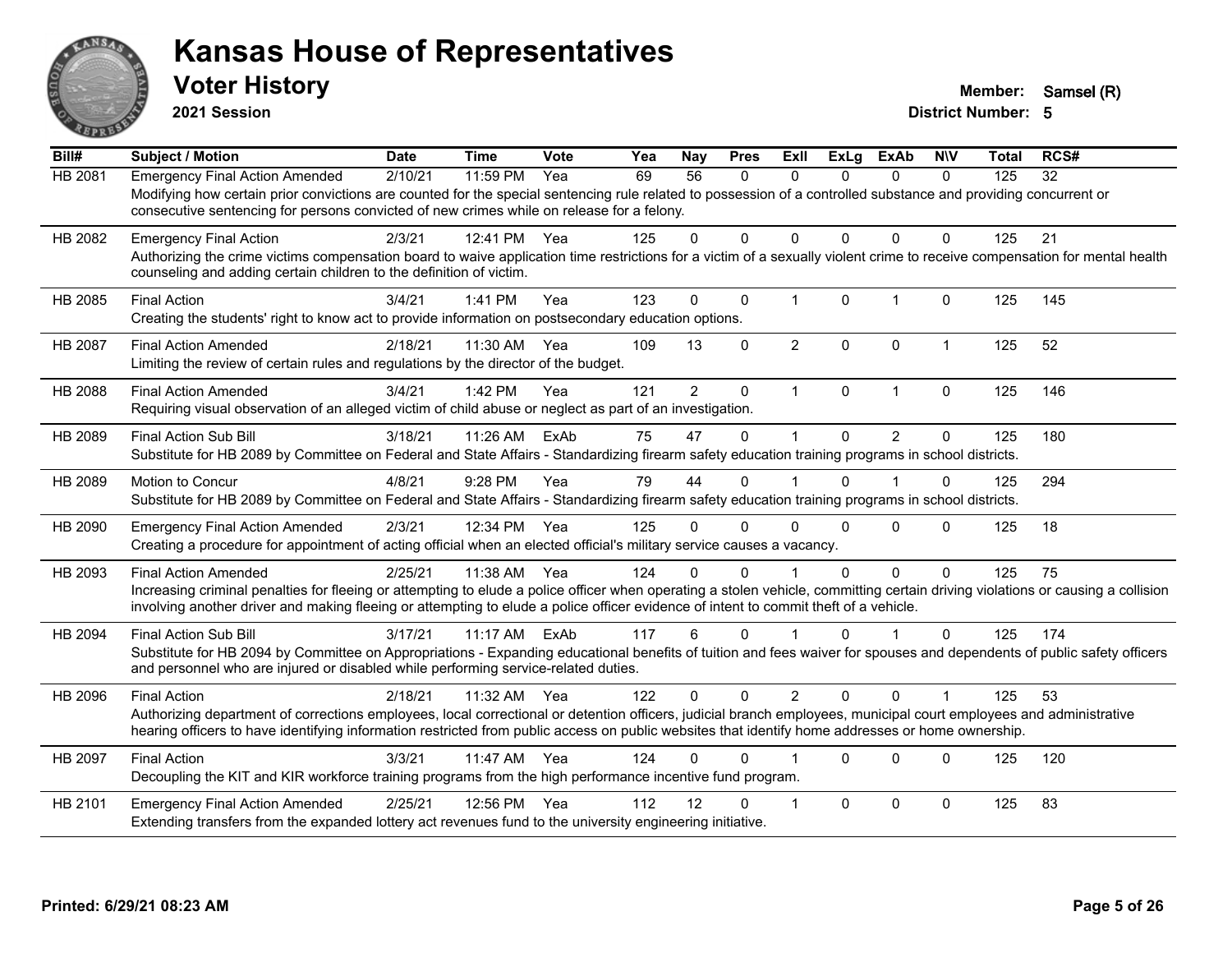# Kansas House of Representatives

## Voter History

**2021 Session**

**Member:** Samsel (R)

**District Number:** 5

| Bill# | Subject / Motion | Date | Time | Vote | Yea | Nay | Pres | ExII | ExLg | ExAb | N\V | Total | RCS# |
|---|---|---|---|---|---|---|---|---|---|---|---|---|---|
| HB 2081 | Emergency Final Action Amended | 2/10/21 | 11:59 PM | Yea | 69 | 56 | 0 | 0 | 0 | 0 | 0 | 125 | 32 |
| | Modifying how certain prior convictions are counted for the special sentencing rule related to possession of a controlled substance and providing concurrent or consecutive sentencing for persons convicted of new crimes while on release for a felony. | | | | | | | | | | | | |
| HB 2082 | Emergency Final Action | 2/3/21 | 12:41 PM | Yea | 125 | 0 | 0 | 0 | 0 | 0 | 0 | 125 | 21 |
| | Authorizing the crime victims compensation board to waive application time restrictions for a victim of a sexually violent crime to receive compensation for mental health counseling and adding certain children to the definition of victim. | | | | | | | | | | | | |
| HB 2085 | Final Action | 3/4/21 | 1:41 PM | Yea | 123 | 0 | 0 | 1 | 0 | 1 | 0 | 125 | 145 |
| | Creating the students' right to know act to provide information on postsecondary education options. | | | | | | | | | | | | |
| HB 2087 | Final Action Amended | 2/18/21 | 11:30 AM | Yea | 109 | 13 | 0 | 2 | 0 | 0 | 1 | 125 | 52 |
| | Limiting the review of certain rules and regulations by the director of the budget. | | | | | | | | | | | | |
| HB 2088 | Final Action Amended | 3/4/21 | 1:42 PM | Yea | 121 | 2 | 0 | 1 | 0 | 1 | 0 | 125 | 146 |
| | Requiring visual observation of an alleged victim of child abuse or neglect as part of an investigation. | | | | | | | | | | | | |
| HB 2089 | Final Action Sub Bill | 3/18/21 | 11:26 AM | ExAb | 75 | 47 | 0 | 1 | 0 | 2 | 0 | 125 | 180 |
| | Substitute for HB 2089 by Committee on Federal and State Affairs - Standardizing firearm safety education training programs in school districts. | | | | | | | | | | | | |
| HB 2089 | Motion to Concur | 4/8/21 | 9:28 PM | Yea | 79 | 44 | 0 | 1 | 0 | 1 | 0 | 125 | 294 |
| | Substitute for HB 2089 by Committee on Federal and State Affairs - Standardizing firearm safety education training programs in school districts. | | | | | | | | | | | | |
| HB 2090 | Emergency Final Action Amended | 2/3/21 | 12:34 PM | Yea | 125 | 0 | 0 | 0 | 0 | 0 | 0 | 125 | 18 |
| | Creating a procedure for appointment of acting official when an elected official's military service causes a vacancy. | | | | | | | | | | | | |
| HB 2093 | Final Action Amended | 2/25/21 | 11:38 AM | Yea | 124 | 0 | 0 | 1 | 0 | 0 | 0 | 125 | 75 |
| | Increasing criminal penalties for fleeing or attempting to elude a police officer when operating a stolen vehicle, committing certain driving violations or causing a collision involving another driver and making fleeing or attempting to elude a police officer evidence of intent to commit theft of a vehicle. | | | | | | | | | | | | |
| HB 2094 | Final Action Sub Bill | 3/17/21 | 11:17 AM | ExAb | 117 | 6 | 0 | 1 | 0 | 1 | 0 | 125 | 174 |
| | Substitute for HB 2094 by Committee on Appropriations - Expanding educational benefits of tuition and fees waiver for spouses and dependents of public safety officers and personnel who are injured or disabled while performing service-related duties. | | | | | | | | | | | | |
| HB 2096 | Final Action | 2/18/21 | 11:32 AM | Yea | 122 | 0 | 0 | 2 | 0 | 0 | 1 | 125 | 53 |
| | Authorizing department of corrections employees, local correctional or detention officers, judicial branch employees, municipal court employees and administrative hearing officers to have identifying information restricted from public access on public websites that identify home addresses or home ownership. | | | | | | | | | | | | |
| HB 2097 | Final Action | 3/3/21 | 11:47 AM | Yea | 124 | 0 | 0 | 1 | 0 | 0 | 0 | 125 | 120 |
| | Decoupling the KIT and KIR workforce training programs from the high performance incentive fund program. | | | | | | | | | | | | |
| HB 2101 | Emergency Final Action Amended | 2/25/21 | 12:56 PM | Yea | 112 | 12 | 0 | 1 | 0 | 0 | 0 | 125 | 83 |
| | Extending transfers from the expanded lottery act revenues fund to the university engineering initiative. | | | | | | | | | | | | |

Printed: 6/29/21 08:23 AM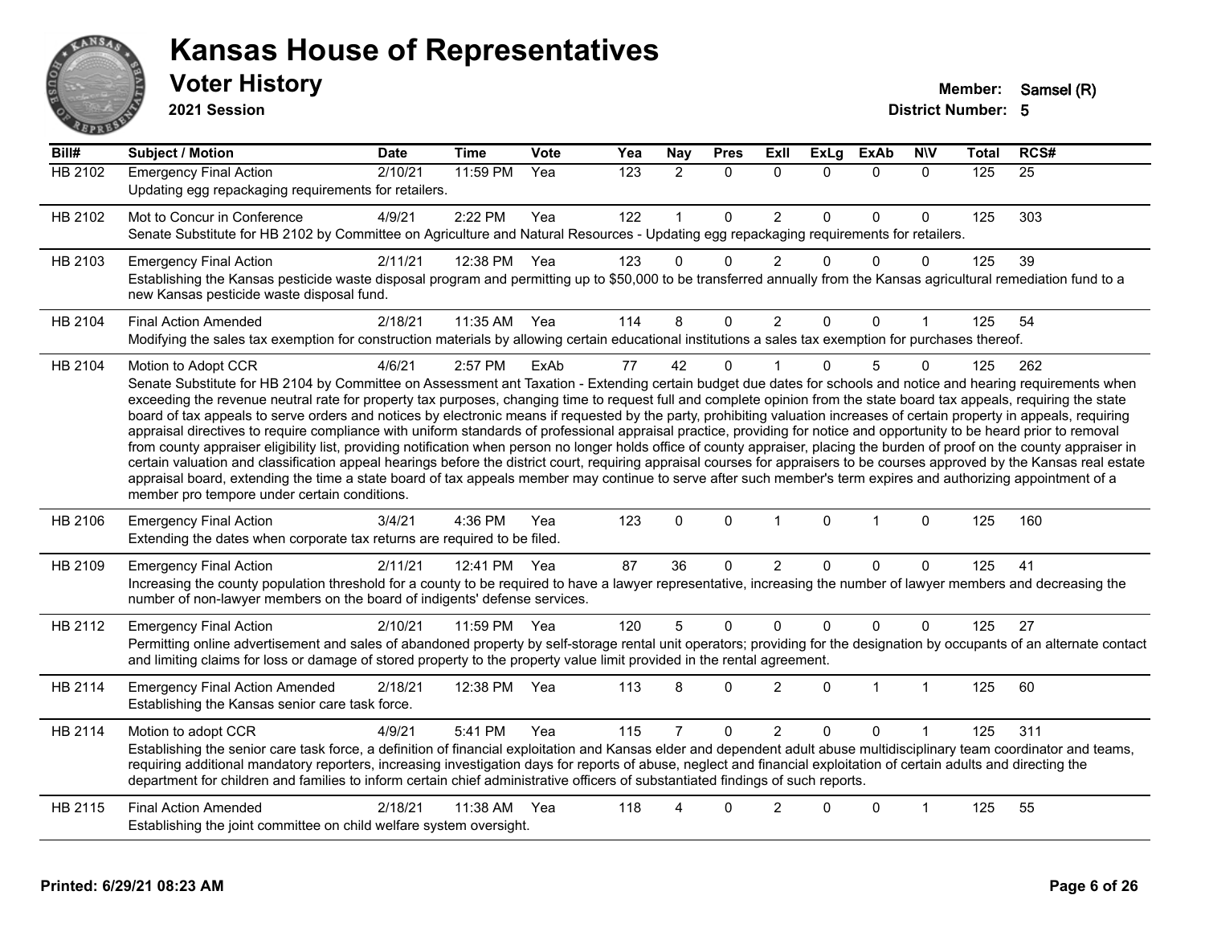# Kansas House of Representatives

## Voter History

**2021 Session**

**Member:** Samsel (R)
**District Number:** 5

| Bill# | Subject / Motion | Date | Time | Vote | Yea | Nay | Pres | ExII | ExLg | ExAb | N\V | Total | RCS# |
|---|---|---|---|---|---|---|---|---|---|---|---|---|---|
| HB 2102 | Emergency Final Action | 2/10/21 | 11:59 PM | Yea | 123 | 2 | 0 | 0 | 0 | 0 | 0 | 125 | 25 |
| | Updating egg repackaging requirements for retailers. | | | | | | | | | | | | |
| HB 2102 | Mot to Concur in Conference | 4/9/21 | 2:22 PM | Yea | 122 | 1 | 0 | 2 | 0 | 0 | 0 | 125 | 303 |
| | Senate Substitute for HB 2102 by Committee on Agriculture and Natural Resources - Updating egg repackaging requirements for retailers. | | | | | | | | | | | | |
| HB 2103 | Emergency Final Action | 2/11/21 | 12:38 PM | Yea | 123 | 0 | 0 | 2 | 0 | 0 | 0 | 125 | 39 |
| | Establishing the Kansas pesticide waste disposal program and permitting up to $50,000 to be transferred annually from the Kansas agricultural remediation fund to a new Kansas pesticide waste disposal fund. | | | | | | | | | | | | |
| HB 2104 | Final Action Amended | 2/18/21 | 11:35 AM | Yea | 114 | 8 | 0 | 2 | 0 | 0 | 1 | 125 | 54 |
| | Modifying the sales tax exemption for construction materials by allowing certain educational institutions a sales tax exemption for purchases thereof. | | | | | | | | | | | | |
| HB 2104 | Motion to Adopt CCR | 4/6/21 | 2:57 PM | ExAb | 77 | 42 | 0 | 1 | 0 | 5 | 0 | 125 | 262 |
| | Senate Substitute for HB 2104 by Committee on Assessment ant Taxation - Extending certain budget due dates for schools and notice and hearing requirements when exceeding the revenue neutral rate for property tax purposes, changing time to request full and complete opinion from the state board tax appeals, requiring the state board of tax appeals to serve orders and notices by electronic means if requested by the party, prohibiting valuation increases of certain property in appeals, requiring appraisal directives to require compliance with uniform standards of professional appraisal practice, providing for notice and opportunity to be heard prior to removal from county appraiser eligibility list, providing notification when person no longer holds office of county appraiser, placing the burden of proof on the county appraiser in certain valuation and classification appeal hearings before the district court, requiring appraisal courses for appraisers to be courses approved by the Kansas real estate appraisal board, extending the time a state board of tax appeals member may continue to serve after such member's term expires and authorizing appointment of a member pro tempore under certain conditions. | | | | | | | | | | | | |
| HB 2106 | Emergency Final Action | 3/4/21 | 4:36 PM | Yea | 123 | 0 | 0 | 1 | 0 | 1 | 0 | 125 | 160 |
| | Extending the dates when corporate tax returns are required to be filed. | | | | | | | | | | | | |
| HB 2109 | Emergency Final Action | 2/11/21 | 12:41 PM | Yea | 87 | 36 | 0 | 2 | 0 | 0 | 0 | 125 | 41 |
| | Increasing the county population threshold for a county to be required to have a lawyer representative, increasing the number of lawyer members and decreasing the number of non-lawyer members on the board of indigents' defense services. | | | | | | | | | | | | |
| HB 2112 | Emergency Final Action | 2/10/21 | 11:59 PM | Yea | 120 | 5 | 0 | 0 | 0 | 0 | 0 | 125 | 27 |
| | Permitting online advertisement and sales of abandoned property by self-storage rental unit operators; providing for the designation by occupants of an alternate contact and limiting claims for loss or damage of stored property to the property value limit provided in the rental agreement. | | | | | | | | | | | | |
| HB 2114 | Emergency Final Action Amended | 2/18/21 | 12:38 PM | Yea | 113 | 8 | 0 | 2 | 0 | 1 | 1 | 125 | 60 |
| | Establishing the Kansas senior care task force. | | | | | | | | | | | | |
| HB 2114 | Motion to adopt CCR | 4/9/21 | 5:41 PM | Yea | 115 | 7 | 0 | 2 | 0 | 0 | 1 | 125 | 311 |
| | Establishing the senior care task force, a definition of financial exploitation and Kansas elder and dependent adult abuse multidisciplinary team coordinator and teams, requiring additional mandatory reporters, increasing investigation days for reports of abuse, neglect and financial exploitation of certain adults and directing the department for children and families to inform certain chief administrative officers of substantiated findings of such reports. | | | | | | | | | | | | |
| HB 2115 | Final Action Amended | 2/18/21 | 11:38 AM | Yea | 118 | 4 | 0 | 2 | 0 | 0 | 1 | 125 | 55 |
| | Establishing the joint committee on child welfare system oversight. | | | | | | | | | | | | |

**Printed: 6/29/21 08:23 AM**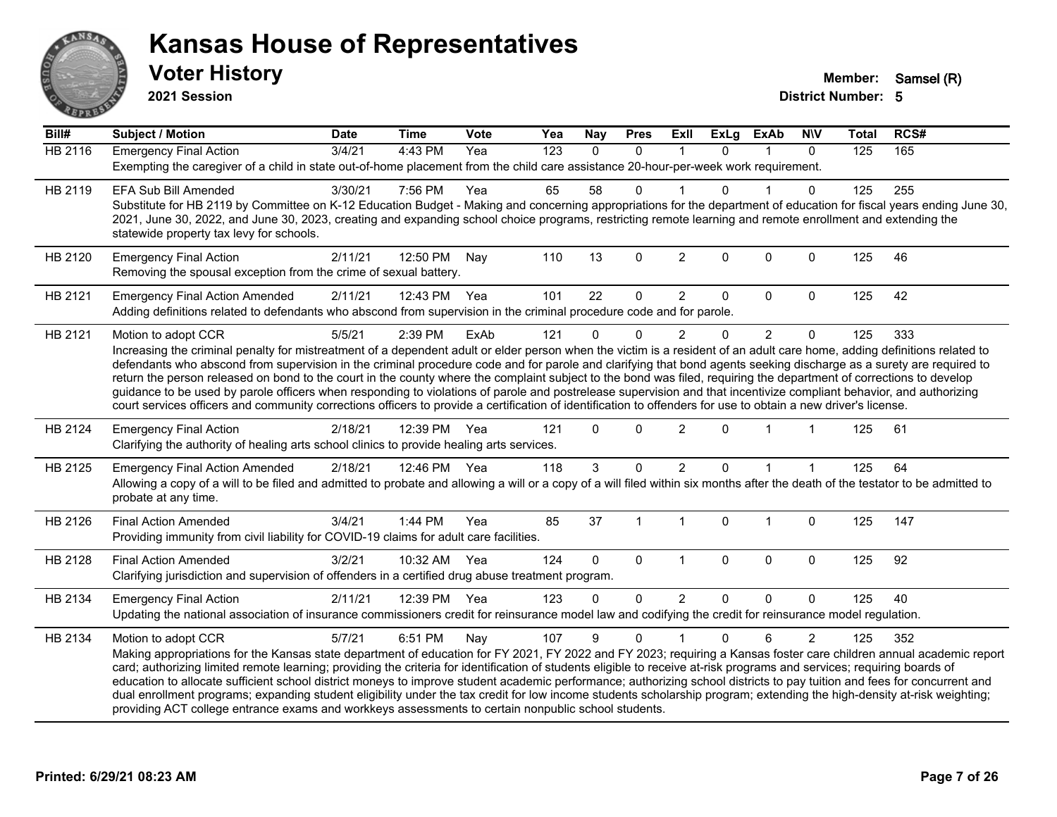# Kansas House of Representatives

## Voter History

**2021 Session**

**Member:** Samsel (R)

**District Number:** 5

| Bill# | Subject / Motion | Date | Time | Vote | Yea | Nay | Pres | ExII | ExLg | ExAb | N\V | Total | RCS# |
|---|---|---|---|---|---|---|---|---|---|---|---|---|---|
| HB 2116 | Emergency Final Action | 3/4/21 | 4:43 PM | Yea | 123 | 0 | 0 | 1 | 0 | 1 | 0 | 125 | 165 |
| | Exempting the caregiver of a child in state out-of-home placement from the child care assistance 20-hour-per-week work requirement. | | | | | | | | | | | | |
| HB 2119 | EFA Sub Bill Amended | 3/30/21 | 7:56 PM | Yea | 65 | 58 | 0 | 1 | 0 | 1 | 0 | 125 | 255 |
| | Substitute for HB 2119 by Committee on K-12 Education Budget - Making and concerning appropriations for the department of education for fiscal years ending June 30, 2021, June 30, 2022, and June 30, 2023, creating and expanding school choice programs, restricting remote learning and remote enrollment and extending the statewide property tax levy for schools. | | | | | | | | | | | | |
| HB 2120 | Emergency Final Action | 2/11/21 | 12:50 PM | Nay | 110 | 13 | 0 | 2 | 0 | 0 | 0 | 125 | 46 |
| | Removing the spousal exception from the crime of sexual battery. | | | | | | | | | | | | |
| HB 2121 | Emergency Final Action Amended | 2/11/21 | 12:43 PM | Yea | 101 | 22 | 0 | 2 | 0 | 0 | 0 | 125 | 42 |
| | Adding definitions related to defendants who abscond from supervision in the criminal procedure code and for parole. | | | | | | | | | | | | |
| HB 2121 | Motion to adopt CCR | 5/5/21 | 2:39 PM | ExAb | 121 | 0 | 0 | 2 | 0 | 2 | 0 | 125 | 333 |
| | Increasing the criminal penalty for mistreatment of a dependent adult or elder person when the victim is a resident of an adult care home, adding definitions related to defendants who abscond from supervision in the criminal procedure code and for parole and clarifying that bond agents seeking discharge as a surety are required to return the person released on bond to the court in the county where the complaint subject to the bond was filed, requiring the department of corrections to develop guidance to be used by parole officers when responding to violations of parole and postrelease supervision and that incentivize compliant behavior, and authorizing court services officers and community corrections officers to provide a certification of identification to offenders for use to obtain a new driver's license. | | | | | | | | | | | | |
| HB 2124 | Emergency Final Action | 2/18/21 | 12:39 PM | Yea | 121 | 0 | 0 | 2 | 0 | 1 | 1 | 125 | 61 |
| | Clarifying the authority of healing arts school clinics to provide healing arts services. | | | | | | | | | | | | |
| HB 2125 | Emergency Final Action Amended | 2/18/21 | 12:46 PM | Yea | 118 | 3 | 0 | 2 | 0 | 1 | 1 | 125 | 64 |
| | Allowing a copy of a will to be filed and admitted to probate and allowing a will or a copy of a will filed within six months after the death of the testator to be admitted to probate at any time. | | | | | | | | | | | | |
| HB 2126 | Final Action Amended | 3/4/21 | 1:44 PM | Yea | 85 | 37 | 1 | 1 | 0 | 1 | 0 | 125 | 147 |
| | Providing immunity from civil liability for COVID-19 claims for adult care facilities. | | | | | | | | | | | | |
| HB 2128 | Final Action Amended | 3/2/21 | 10:32 AM | Yea | 124 | 0 | 0 | 1 | 0 | 0 | 0 | 125 | 92 |
| | Clarifying jurisdiction and supervision of offenders in a certified drug abuse treatment program. | | | | | | | | | | | | |
| HB 2134 | Emergency Final Action | 2/11/21 | 12:39 PM | Yea | 123 | 0 | 0 | 2 | 0 | 0 | 0 | 125 | 40 |
| | Updating the national association of insurance commissioners credit for reinsurance model law and codifying the credit for reinsurance model regulation. | | | | | | | | | | | | |
| HB 2134 | Motion to adopt CCR | 5/7/21 | 6:51 PM | Nay | 107 | 9 | 0 | 1 | 0 | 6 | 2 | 125 | 352 |
| | Making appropriations for the Kansas state department of education for FY 2021, FY 2022 and FY 2023; requiring a Kansas foster care children annual academic report card; authorizing limited remote learning; providing the criteria for identification of students eligible to receive at-risk programs and services; requiring boards of education to allocate sufficient school district moneys to improve student academic performance; authorizing school districts to pay tuition and fees for concurrent and dual enrollment programs; expanding student eligibility under the tax credit for low income students scholarship program; extending the high-density at-risk weighting; providing ACT college entrance exams and workkeys assessments to certain nonpublic school students. | | | | | | | | | | | | |

Printed: 6/29/21 08:23 AM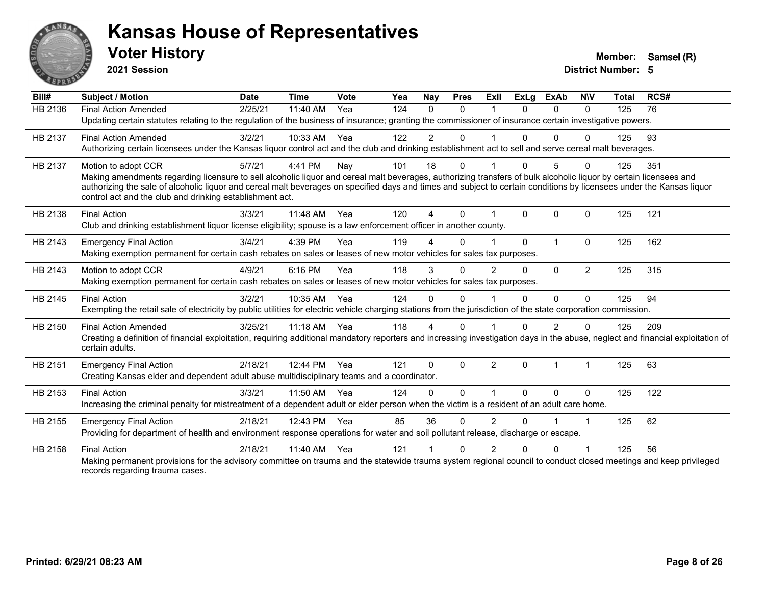# Kansas House of Representatives

## Voter History

**2021 Session**

**Member:** Samsel (R)
**District Number:** 5

| Bill# | Subject / Motion | Date | Time | Vote | Yea | Nay | Pres | ExII | ExLg | ExAb | N\V | Total | RCS# |
|---|---|---|---|---|---|---|---|---|---|---|---|---|---|
| HB 2136 | Final Action Amended | 2/25/21 | 11:40 AM | Yea | 124 | 0 | 0 | 1 | 0 | 0 | 0 | 125 | 76 |
| | Updating certain statutes relating to the regulation of the business of insurance; granting the commissioner of insurance certain investigative powers. | | | | | | | | | | | | |
| HB 2137 | Final Action Amended | 3/2/21 | 10:33 AM | Yea | 122 | 2 | 0 | 1 | 0 | 0 | 0 | 125 | 93 |
| | Authorizing certain licensees under the Kansas liquor control act and the club and drinking establishment act to sell and serve cereal malt beverages. | | | | | | | | | | | | |
| HB 2137 | Motion to adopt CCR | 5/7/21 | 4:41 PM | Nay | 101 | 18 | 0 | 1 | 0 | 5 | 0 | 125 | 351 |
| | Making amendments regarding licensure to sell alcoholic liquor and cereal malt beverages, authorizing transfers of bulk alcoholic liquor by certain licensees and authorizing the sale of alcoholic liquor and cereal malt beverages on specified days and times and subject to certain conditions by licensees under the Kansas liquor control act and the club and drinking establishment act. | | | | | | | | | | | | |
| HB 2138 | Final Action | 3/3/21 | 11:48 AM | Yea | 120 | 4 | 0 | 1 | 0 | 0 | 0 | 125 | 121 |
| | Club and drinking establishment liquor license eligibility; spouse is a law enforcement officer in another county. | | | | | | | | | | | | |
| HB 2143 | Emergency Final Action | 3/4/21 | 4:39 PM | Yea | 119 | 4 | 0 | 1 | 0 | 1 | 0 | 125 | 162 |
| | Making exemption permanent for certain cash rebates on sales or leases of new motor vehicles for sales tax purposes. | | | | | | | | | | | | |
| HB 2143 | Motion to adopt CCR | 4/9/21 | 6:16 PM | Yea | 118 | 3 | 0 | 2 | 0 | 0 | 2 | 125 | 315 |
| | Making exemption permanent for certain cash rebates on sales or leases of new motor vehicles for sales tax purposes. | | | | | | | | | | | | |
| HB 2145 | Final Action | 3/2/21 | 10:35 AM | Yea | 124 | 0 | 0 | 1 | 0 | 0 | 0 | 125 | 94 |
| | Exempting the retail sale of electricity by public utilities for electric vehicle charging stations from the jurisdiction of the state corporation commission. | | | | | | | | | | | | |
| HB 2150 | Final Action Amended | 3/25/21 | 11:18 AM | Yea | 118 | 4 | 0 | 1 | 0 | 2 | 0 | 125 | 209 |
| | Creating a definition of financial exploitation, requiring additional mandatory reporters and increasing investigation days in the abuse, neglect and financial exploitation of certain adults. | | | | | | | | | | | | |
| HB 2151 | Emergency Final Action | 2/18/21 | 12:44 PM | Yea | 121 | 0 | 0 | 2 | 0 | 1 | 1 | 125 | 63 |
| | Creating Kansas elder and dependent adult abuse multidisciplinary teams and a coordinator. | | | | | | | | | | | | |
| HB 2153 | Final Action | 3/3/21 | 11:50 AM | Yea | 124 | 0 | 0 | 1 | 0 | 0 | 0 | 125 | 122 |
| | Increasing the criminal penalty for mistreatment of a dependent adult or elder person when the victim is a resident of an adult care home. | | | | | | | | | | | | |
| HB 2155 | Emergency Final Action | 2/18/21 | 12:43 PM | Yea | 85 | 36 | 0 | 2 | 0 | 1 | 1 | 125 | 62 |
| | Providing for department of health and environment response operations for water and soil pollutant release, discharge or escape. | | | | | | | | | | | | |
| HB 2158 | Final Action | 2/18/21 | 11:40 AM | Yea | 121 | 1 | 0 | 2 | 0 | 0 | 1 | 125 | 56 |
| | Making permanent provisions for the advisory committee on trauma and the statewide trauma system regional council to conduct closed meetings and keep privileged records regarding trauma cases. | | | | | | | | | | | | |

**Printed: 6/29/21 08:23 AM**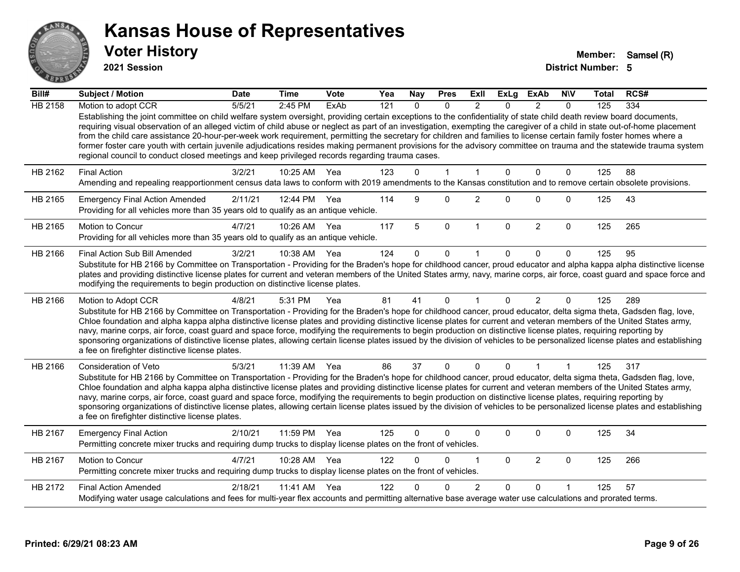# Kansas House of Representatives

## Voter History

**2021 Session**

**Member:** Samsel (R)
**District Number:** 5

| Bill# | Subject / Motion | Date | Time | Vote | Yea | Nay | Pres | ExII | ExLg | ExAb | N\V | Total | RCS# |
|---|---|---|---|---|---|---|---|---|---|---|---|---|---|
| HB 2158 | Motion to adopt CCR | 5/5/21 | 2:45 PM | ExAb | 121 | 0 | 0 | 2 | 0 | 2 | 0 | 125 | 334 |
| | Establishing the joint committee on child welfare system oversight, providing certain exceptions to the confidentiality of state child death review board documents, requiring visual observation of an alleged victim of child abuse or neglect as part of an investigation, exempting the caregiver of a child in state out-of-home placement from the child care assistance 20-hour-per-week work requirement, permitting the secretary for children and families to license certain family foster homes where a former foster care youth with certain juvenile adjudications resides making permanent provisions for the advisory committee on trauma and the statewide trauma system regional council to conduct closed meetings and keep privileged records regarding trauma cases. | | | | | | | | | | | | |
| HB 2162 | Final Action | 3/2/21 | 10:25 AM | Yea | 123 | 0 | 1 | 1 | 0 | 0 | 0 | 125 | 88 |
| | Amending and repealing reapportionment census data laws to conform with 2019 amendments to the Kansas constitution and to remove certain obsolete provisions. | | | | | | | | | | | | |
| HB 2165 | Emergency Final Action Amended | 2/11/21 | 12:44 PM | Yea | 114 | 9 | 0 | 2 | 0 | 0 | 0 | 125 | 43 |
| | Providing for all vehicles more than 35 years old to qualify as an antique vehicle. | | | | | | | | | | | | |
| HB 2165 | Motion to Concur | 4/7/21 | 10:26 AM | Yea | 117 | 5 | 0 | 1 | 0 | 2 | 0 | 125 | 265 |
| | Providing for all vehicles more than 35 years old to qualify as an antique vehicle. | | | | | | | | | | | | |
| HB 2166 | Final Action Sub Bill Amended | 3/2/21 | 10:38 AM | Yea | 124 | 0 | 0 | 1 | 0 | 0 | 0 | 125 | 95 |
| | Substitute for HB 2166 by Committee on Transportation - Providing for the Braden's hope for childhood cancer, proud educator and alpha kappa alpha distinctive license plates and providing distinctive license plates for current and veteran members of the United States army, navy, marine corps, air force, coast guard and space force and modifying the requirements to begin production on distinctive license plates. | | | | | | | | | | | | |
| HB 2166 | Motion to Adopt CCR | 4/8/21 | 5:31 PM | Yea | 81 | 41 | 0 | 1 | 0 | 2 | 0 | 125 | 289 |
| | Substitute for HB 2166 by Committee on Transportation - Providing for the Braden's hope for childhood cancer, proud educator, delta sigma theta, Gadsden flag, love, Chloe foundation and alpha kappa alpha distinctive license plates and providing distinctive license plates for current and veteran members of the United States army, navy, marine corps, air force, coast guard and space force, modifying the requirements to begin production on distinctive license plates, requiring reporting by sponsoring organizations of distinctive license plates, allowing certain license plates issued by the division of vehicles to be personalized license plates and establishing a fee on firefighter distinctive license plates. | | | | | | | | | | | | |
| HB 2166 | Consideration of Veto | 5/3/21 | 11:39 AM | Yea | 86 | 37 | 0 | 0 | 0 | 1 | 1 | 125 | 317 |
| | Substitute for HB 2166 by Committee on Transportation - Providing for the Braden's hope for childhood cancer, proud educator, delta sigma theta, Gadsden flag, love, Chloe foundation and alpha kappa alpha distinctive license plates and providing distinctive license plates for current and veteran members of the United States army, navy, marine corps, air force, coast guard and space force, modifying the requirements to begin production on distinctive license plates, requiring reporting by sponsoring organizations of distinctive license plates, allowing certain license plates issued by the division of vehicles to be personalized license plates and establishing a fee on firefighter distinctive license plates. | | | | | | | | | | | | |
| HB 2167 | Emergency Final Action | 2/10/21 | 11:59 PM | Yea | 125 | 0 | 0 | 0 | 0 | 0 | 0 | 125 | 34 |
| | Permitting concrete mixer trucks and requiring dump trucks to display license plates on the front of vehicles. | | | | | | | | | | | | |
| HB 2167 | Motion to Concur | 4/7/21 | 10:28 AM | Yea | 122 | 0 | 0 | 1 | 0 | 2 | 0 | 125 | 266 |
| | Permitting concrete mixer trucks and requiring dump trucks to display license plates on the front of vehicles. | | | | | | | | | | | | |
| HB 2172 | Final Action Amended | 2/18/21 | 11:41 AM | Yea | 122 | 0 | 0 | 2 | 0 | 0 | 1 | 125 | 57 |
| | Modifying water usage calculations and fees for multi-year flex accounts and permitting alternative base average water use calculations and prorated terms. | | | | | | | | | | | | |

Printed: 6/29/21 08:23 AM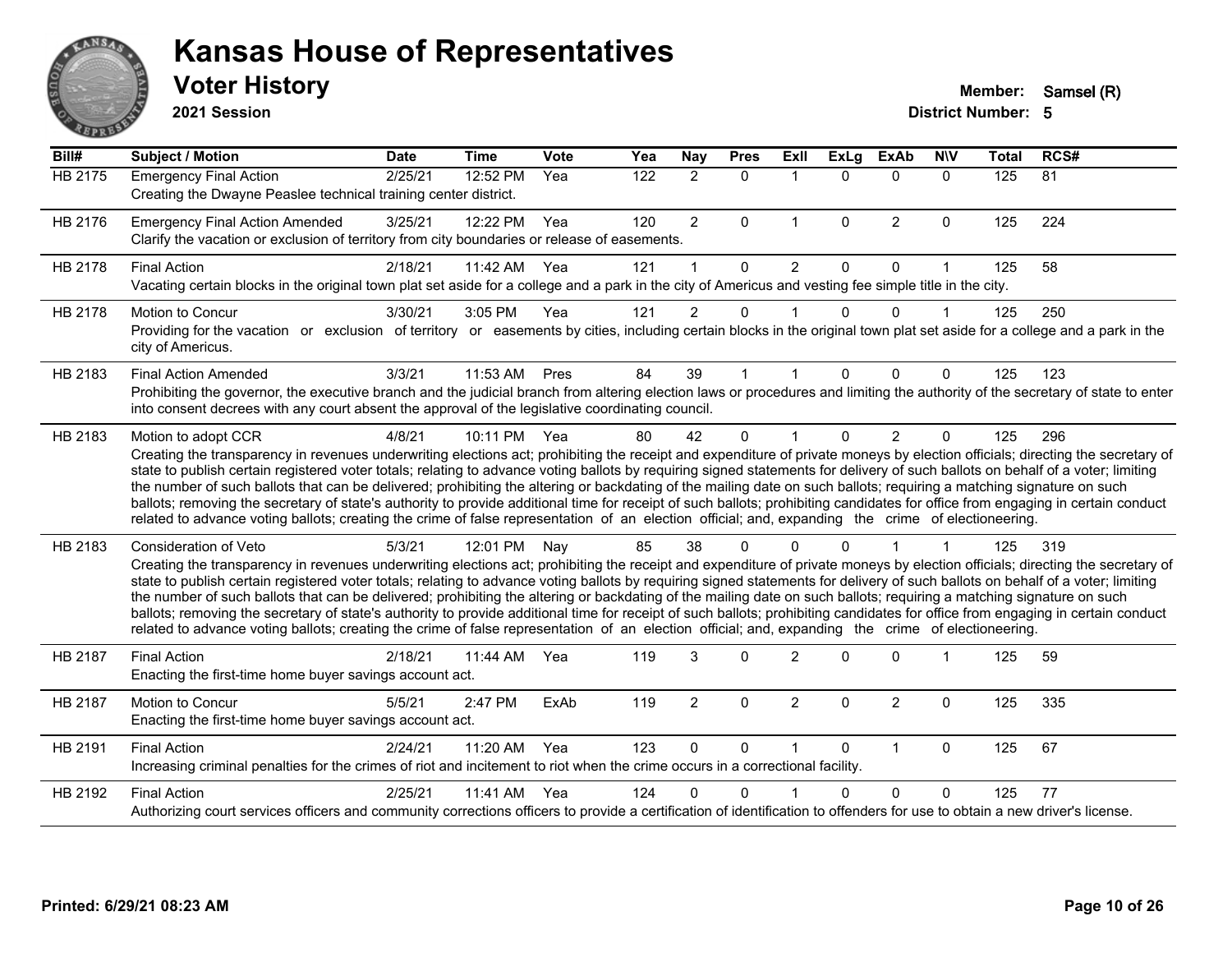# Kansas House of Representatives

## Voter History

**2021 Session**

**Member:** Samsel (R)

**District Number:** 5

| Bill# | Subject / Motion | Date | Time | Vote | Yea | Nay | Pres | ExII | ExLg | ExAb | N\V | Total | RCS# |
|---|---|---|---|---|---|---|---|---|---|---|---|---|---|
| HB 2175 | Emergency Final Action | 2/25/21 | 12:52 PM | Yea | 122 | 2 | 0 | 1 | 0 | 0 | 0 | 125 | 81 |
| | Creating the Dwayne Peaslee technical training center district. | | | | | | | | | | | | |
| HB 2176 | Emergency Final Action Amended | 3/25/21 | 12:22 PM | Yea | 120 | 2 | 0 | 1 | 0 | 2 | 0 | 125 | 224 |
| | Clarify the vacation or exclusion of territory from city boundaries or release of easements. | | | | | | | | | | | | |
| HB 2178 | Final Action | 2/18/21 | 11:42 AM | Yea | 121 | 1 | 0 | 2 | 0 | 0 | 1 | 125 | 58 |
| | Vacating certain blocks in the original town plat set aside for a college and a park in the city of Americus and vesting fee simple title in the city. | | | | | | | | | | | | |
| HB 2178 | Motion to Concur | 3/30/21 | 3:05 PM | Yea | 121 | 2 | 0 | 1 | 0 | 0 | 1 | 125 | 250 |
| | Providing for the vacation or exclusion of territory or easements by cities, including certain blocks in the original town plat set aside for a college and a park in the city of Americus. | | | | | | | | | | | | |
| HB 2183 | Final Action Amended | 3/3/21 | 11:53 AM | Pres | 84 | 39 | 1 | 1 | 0 | 0 | 0 | 125 | 123 |
| | Prohibiting the governor, the executive branch and the judicial branch from altering election laws or procedures and limiting the authority of the secretary of state to enter into consent decrees with any court absent the approval of the legislative coordinating council. | | | | | | | | | | | | |
| HB 2183 | Motion to adopt CCR | 4/8/21 | 10:11 PM | Yea | 80 | 42 | 0 | 1 | 0 | 2 | 0 | 125 | 296 |
| | Creating the transparency in revenues underwriting elections act; prohibiting the receipt and expenditure of private moneys by election officials; directing the secretary of state to publish certain registered voter totals; relating to advance voting ballots by requiring signed statements for delivery of such ballots on behalf of a voter; limiting the number of such ballots that can be delivered; prohibiting the altering or backdating of the mailing date on such ballots; requiring a matching signature on such ballots; removing the secretary of state's authority to provide additional time for receipt of such ballots; prohibiting candidates for office from engaging in certain conduct related to advance voting ballots; creating the crime of false representation of an election official; and, expanding the crime of electioneering. | | | | | | | | | | | | |
| HB 2183 | Consideration of Veto | 5/3/21 | 12:01 PM | Nay | 85 | 38 | 0 | 0 | 0 | 1 | 1 | 125 | 319 |
| | Creating the transparency in revenues underwriting elections act; prohibiting the receipt and expenditure of private moneys by election officials; directing the secretary of state to publish certain registered voter totals; relating to advance voting ballots by requiring signed statements for delivery of such ballots on behalf of a voter; limiting the number of such ballots that can be delivered; prohibiting the altering or backdating of the mailing date on such ballots; requiring a matching signature on such ballots; removing the secretary of state's authority to provide additional time for receipt of such ballots; prohibiting candidates for office from engaging in certain conduct related to advance voting ballots; creating the crime of false representation of an election official; and, expanding the crime of electioneering. | | | | | | | | | | | | |
| HB 2187 | Final Action | 2/18/21 | 11:44 AM | Yea | 119 | 3 | 0 | 2 | 0 | 0 | 1 | 125 | 59 |
| | Enacting the first-time home buyer savings account act. | | | | | | | | | | | | |
| HB 2187 | Motion to Concur | 5/5/21 | 2:47 PM | ExAb | 119 | 2 | 0 | 2 | 0 | 2 | 0 | 125 | 335 |
| | Enacting the first-time home buyer savings account act. | | | | | | | | | | | | |
| HB 2191 | Final Action | 2/24/21 | 11:20 AM | Yea | 123 | 0 | 0 | 1 | 0 | 1 | 0 | 125 | 67 |
| | Increasing criminal penalties for the crimes of riot and incitement to riot when the crime occurs in a correctional facility. | | | | | | | | | | | | |
| HB 2192 | Final Action | 2/25/21 | 11:41 AM | Yea | 124 | 0 | 0 | 1 | 0 | 0 | 0 | 125 | 77 |
| | Authorizing court services officers and community corrections officers to provide a certification of identification to offenders for use to obtain a new driver's license. | | | | | | | | | | | | |

**Printed: 6/29/21 08:23 AM**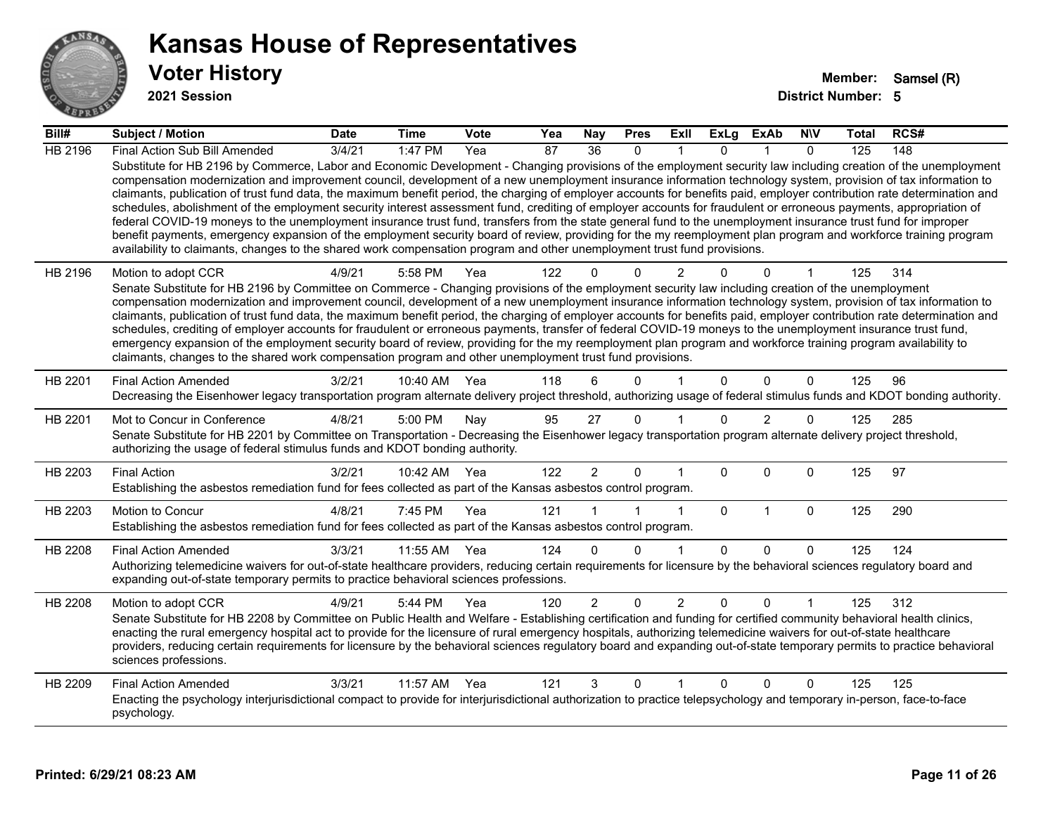# Kansas House of Representatives

## Voter History

**2021 Session**

**Member:** Samsel (R)

**District Number:** 5

| Bill# | Subject / Motion | Date | Time | Vote | Yea | Nay | Pres | ExII | ExLg | ExAb | N\V | Total | RCS# |
|---|---|---|---|---|---|---|---|---|---|---|---|---|---|
| HB 2196 | Final Action Sub Bill Amended | 3/4/21 | 1:47 PM | Yea | 87 | 36 | 0 | 1 | 0 | 1 | 0 | 125 | 148 |
| | Substitute for HB 2196 by Commerce, Labor and Economic Development - Changing provisions of the employment security law including creation of the unemployment compensation modernization and improvement council, development of a new unemployment insurance information technology system, provision of tax information to claimants, publication of trust fund data, the maximum benefit period, the charging of employer accounts for benefits paid, employer contribution rate determination and schedules, abolishment of the employment security interest assessment fund, crediting of employer accounts for fraudulent or erroneous payments, appropriation of federal COVID-19 moneys to the unemployment insurance trust fund, transfers from the state general fund to the unemployment insurance trust fund for improper benefit payments, emergency expansion of the employment security board of review, providing for the my reemployment plan program and workforce training program availability to claimants, changes to the shared work compensation program and other unemployment trust fund provisions. | | | | | | | | | | | | |
| HB 2196 | Motion to adopt CCR | 4/9/21 | 5:58 PM | Yea | 122 | 0 | 0 | 2 | 0 | 0 | 1 | 125 | 314 |
| | Senate Substitute for HB 2196 by Committee on Commerce - Changing provisions of the employment security law including creation of the unemployment compensation modernization and improvement council, development of a new unemployment insurance information technology system, provision of tax information to claimants, publication of trust fund data, the maximum benefit period, the charging of employer accounts for benefits paid, employer contribution rate determination and schedules, crediting of employer accounts for fraudulent or erroneous payments, transfer of federal COVID-19 moneys to the unemployment insurance trust fund, emergency expansion of the employment security board of review, providing for the my reemployment plan program and workforce training program availability to claimants, changes to the shared work compensation program and other unemployment trust fund provisions. | | | | | | | | | | | | |
| HB 2201 | Final Action Amended | 3/2/21 | 10:40 AM | Yea | 118 | 6 | 0 | 1 | 0 | 0 | 0 | 125 | 96 |
| | Decreasing the Eisenhower legacy transportation program alternate delivery project threshold, authorizing usage of federal stimulus funds and KDOT bonding authority. | | | | | | | | | | | | |
| HB 2201 | Mot to Concur in Conference | 4/8/21 | 5:00 PM | Nay | 95 | 27 | 0 | 1 | 0 | 2 | 0 | 125 | 285 |
| | Senate Substitute for HB 2201 by Committee on Transportation - Decreasing the Eisenhower legacy transportation program alternate delivery project threshold, authorizing the usage of federal stimulus funds and KDOT bonding authority. | | | | | | | | | | | | |
| HB 2203 | Final Action | 3/2/21 | 10:42 AM | Yea | 122 | 2 | 0 | 1 | 0 | 0 | 0 | 125 | 97 |
| | Establishing the asbestos remediation fund for fees collected as part of the Kansas asbestos control program. | | | | | | | | | | | | |
| HB 2203 | Motion to Concur | 4/8/21 | 7:45 PM | Yea | 121 | 1 | 1 | 1 | 0 | 1 | 0 | 125 | 290 |
| | Establishing the asbestos remediation fund for fees collected as part of the Kansas asbestos control program. | | | | | | | | | | | | |
| HB 2208 | Final Action Amended | 3/3/21 | 11:55 AM | Yea | 124 | 0 | 0 | 1 | 0 | 0 | 0 | 125 | 124 |
| | Authorizing telemedicine waivers for out-of-state healthcare providers, reducing certain requirements for licensure by the behavioral sciences regulatory board and expanding out-of-state temporary permits to practice behavioral sciences professions. | | | | | | | | | | | | |
| HB 2208 | Motion to adopt CCR | 4/9/21 | 5:44 PM | Yea | 120 | 2 | 0 | 2 | 0 | 0 | 1 | 125 | 312 |
| | Senate Substitute for HB 2208 by Committee on Public Health and Welfare - Establishing certification and funding for certified community behavioral health clinics, enacting the rural emergency hospital act to provide for the licensure of rural emergency hospitals, authorizing telemedicine waivers for out-of-state healthcare providers, reducing certain requirements for licensure by the behavioral sciences regulatory board and expanding out-of-state temporary permits to practice behavioral sciences professions. | | | | | | | | | | | | |
| HB 2209 | Final Action Amended | 3/3/21 | 11:57 AM | Yea | 121 | 3 | 0 | 1 | 0 | 0 | 0 | 125 | 125 |
| | Enacting the psychology interjurisdictional compact to provide for interjurisdictional authorization to practice telepsychology and temporary in-person, face-to-face psychology. | | | | | | | | | | | | |

**Printed: 6/29/21 08:23 AM**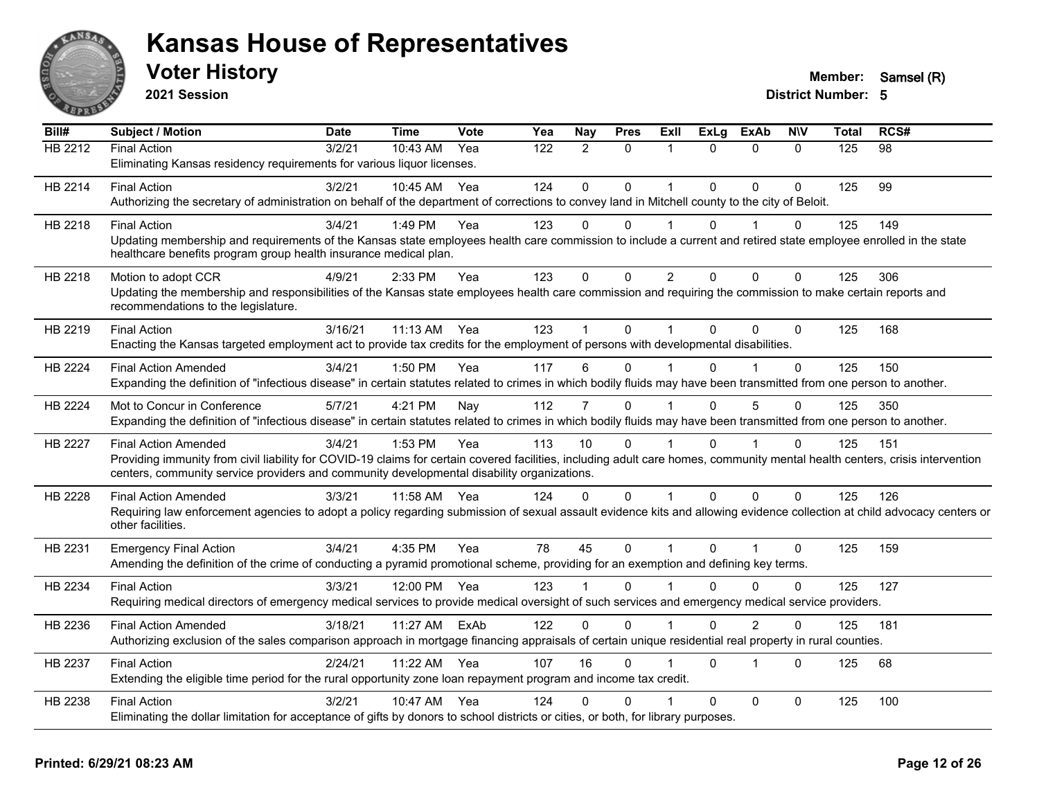# Kansas House of Representatives

## Voter History

**2021 Session**

**Member:** Samsel (R)
**District Number:** 5

| Bill# | Subject / Motion | Date | Time | Vote | Yea | Nay | Pres | ExII | ExLg | ExAb | N\V | Total | RCS# |
|---|---|---|---|---|---|---|---|---|---|---|---|---|---|
| HB 2212 | Final Action | 3/2/21 | 10:43 AM | Yea | 122 | 2 | 0 | 1 | 0 | 0 | 0 | 125 | 98 |
| | Eliminating Kansas residency requirements for various liquor licenses. | | | | | | | | | | | | |
| HB 2214 | Final Action | 3/2/21 | 10:45 AM | Yea | 124 | 0 | 0 | 1 | 0 | 0 | 0 | 125 | 99 |
| | Authorizing the secretary of administration on behalf of the department of corrections to convey land in Mitchell county to the city of Beloit. | | | | | | | | | | | | |
| HB 2218 | Final Action | 3/4/21 | 1:49 PM | Yea | 123 | 0 | 0 | 1 | 0 | 1 | 0 | 125 | 149 |
| | Updating membership and requirements of the Kansas state employees health care commission to include a current and retired state employee enrolled in the state healthcare benefits program group health insurance medical plan. | | | | | | | | | | | | |
| HB 2218 | Motion to adopt CCR | 4/9/21 | 2:33 PM | Yea | 123 | 0 | 0 | 2 | 0 | 0 | 0 | 125 | 306 |
| | Updating the membership and responsibilities of the Kansas state employees health care commission and requiring the commission to make certain reports and recommendations to the legislature. | | | | | | | | | | | | |
| HB 2219 | Final Action | 3/16/21 | 11:13 AM | Yea | 123 | 1 | 0 | 1 | 0 | 0 | 0 | 125 | 168 |
| | Enacting the Kansas targeted employment act to provide tax credits for the employment of persons with developmental disabilities. | | | | | | | | | | | | |
| HB 2224 | Final Action Amended | 3/4/21 | 1:50 PM | Yea | 117 | 6 | 0 | 1 | 0 | 1 | 0 | 125 | 150 |
| | Expanding the definition of "infectious disease" in certain statutes related to crimes in which bodily fluids may have been transmitted from one person to another. | | | | | | | | | | | | |
| HB 2224 | Mot to Concur in Conference | 5/7/21 | 4:21 PM | Nay | 112 | 7 | 0 | 1 | 0 | 5 | 0 | 125 | 350 |
| | Expanding the definition of "infectious disease" in certain statutes related to crimes in which bodily fluids may have been transmitted from one person to another. | | | | | | | | | | | | |
| HB 2227 | Final Action Amended | 3/4/21 | 1:53 PM | Yea | 113 | 10 | 0 | 1 | 0 | 1 | 0 | 125 | 151 |
| | Providing immunity from civil liability for COVID-19 claims for certain covered facilities, including adult care homes, community mental health centers, crisis intervention centers, community service providers and community developmental disability organizations. | | | | | | | | | | | | |
| HB 2228 | Final Action Amended | 3/3/21 | 11:58 AM | Yea | 124 | 0 | 0 | 1 | 0 | 0 | 0 | 125 | 126 |
| | Requiring law enforcement agencies to adopt a policy regarding submission of sexual assault evidence kits and allowing evidence collection at child advocacy centers or other facilities. | | | | | | | | | | | | |
| HB 2231 | Emergency Final Action | 3/4/21 | 4:35 PM | Yea | 78 | 45 | 0 | 1 | 0 | 1 | 0 | 125 | 159 |
| | Amending the definition of the crime of conducting a pyramid promotional scheme, providing for an exemption and defining key terms. | | | | | | | | | | | | |
| HB 2234 | Final Action | 3/3/21 | 12:00 PM | Yea | 123 | 1 | 0 | 1 | 0 | 0 | 0 | 125 | 127 |
| | Requiring medical directors of emergency medical services to provide medical oversight of such services and emergency medical service providers. | | | | | | | | | | | | |
| HB 2236 | Final Action Amended | 3/18/21 | 11:27 AM | ExAb | 122 | 0 | 0 | 1 | 0 | 2 | 0 | 125 | 181 |
| | Authorizing exclusion of the sales comparison approach in mortgage financing appraisals of certain unique residential real property in rural counties. | | | | | | | | | | | | |
| HB 2237 | Final Action | 2/24/21 | 11:22 AM | Yea | 107 | 16 | 0 | 1 | 0 | 1 | 0 | 125 | 68 |
| | Extending the eligible time period for the rural opportunity zone loan repayment program and income tax credit. | | | | | | | | | | | | |
| HB 2238 | Final Action | 3/2/21 | 10:47 AM | Yea | 124 | 0 | 0 | 1 | 0 | 0 | 0 | 125 | 100 |
| | Eliminating the dollar limitation for acceptance of gifts by donors to school districts or cities, or both, for library purposes. | | | | | | | | | | | | |

**Printed: 6/29/21 08:23 AM**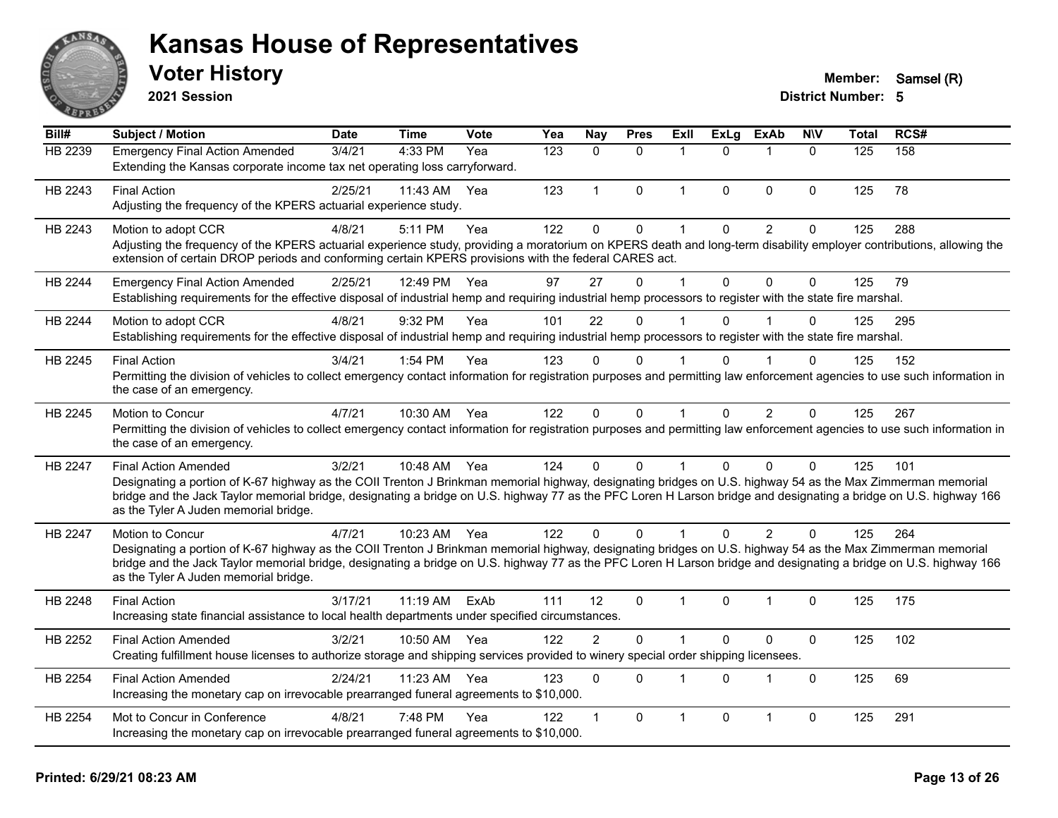# Kansas House of Representatives

## Voter History

**2021 Session**

**Member:** Samsel (R)

**District Number:** 5

| Bill# | Subject / Motion | Date | Time | Vote | Yea | Nay | Pres | ExII | ExLg | ExAb | N\V | Total | RCS# |
|---|---|---|---|---|---|---|---|---|---|---|---|---|---|
| HB 2239 | Emergency Final Action Amended | 3/4/21 | 4:33 PM | Yea | 123 | 0 | 0 | 1 | 0 | 1 | 0 | 125 | 158 |
| | Extending the Kansas corporate income tax net operating loss carryforward. | | | | | | | | | | | | |
| HB 2243 | Final Action | 2/25/21 | 11:43 AM | Yea | 123 | 1 | 0 | 1 | 0 | 0 | 0 | 125 | 78 |
| | Adjusting the frequency of the KPERS actuarial experience study. | | | | | | | | | | | | |
| HB 2243 | Motion to adopt CCR | 4/8/21 | 5:11 PM | Yea | 122 | 0 | 0 | 1 | 0 | 2 | 0 | 125 | 288 |
| | Adjusting the frequency of the KPERS actuarial experience study, providing a moratorium on KPERS death and long-term disability employer contributions, allowing the extension of certain DROP periods and conforming certain KPERS provisions with the federal CARES act. | | | | | | | | | | | | |
| HB 2244 | Emergency Final Action Amended | 2/25/21 | 12:49 PM | Yea | 97 | 27 | 0 | 1 | 0 | 0 | 0 | 125 | 79 |
| | Establishing requirements for the effective disposal of industrial hemp and requiring industrial hemp processors to register with the state fire marshal. | | | | | | | | | | | | |
| HB 2244 | Motion to adopt CCR | 4/8/21 | 9:32 PM | Yea | 101 | 22 | 0 | 1 | 0 | 1 | 0 | 125 | 295 |
| | Establishing requirements for the effective disposal of industrial hemp and requiring industrial hemp processors to register with the state fire marshal. | | | | | | | | | | | | |
| HB 2245 | Final Action | 3/4/21 | 1:54 PM | Yea | 123 | 0 | 0 | 1 | 0 | 1 | 0 | 125 | 152 |
| | Permitting the division of vehicles to collect emergency contact information for registration purposes and permitting law enforcement agencies to use such information in the case of an emergency. | | | | | | | | | | | | |
| HB 2245 | Motion to Concur | 4/7/21 | 10:30 AM | Yea | 122 | 0 | 0 | 1 | 0 | 2 | 0 | 125 | 267 |
| | Permitting the division of vehicles to collect emergency contact information for registration purposes and permitting law enforcement agencies to use such information in the case of an emergency. | | | | | | | | | | | | |
| HB 2247 | Final Action Amended | 3/2/21 | 10:48 AM | Yea | 124 | 0 | 0 | 1 | 0 | 0 | 0 | 125 | 101 |
| | Designating a portion of K-67 highway as the COII Trenton J Brinkman memorial highway, designating bridges on U.S. highway 54 as the Max Zimmerman memorial bridge and the Jack Taylor memorial bridge, designating a bridge on U.S. highway 77 as the PFC Loren H Larson bridge and designating a bridge on U.S. highway 166 as the Tyler A Juden memorial bridge. | | | | | | | | | | | | |
| HB 2247 | Motion to Concur | 4/7/21 | 10:23 AM | Yea | 122 | 0 | 0 | 1 | 0 | 2 | 0 | 125 | 264 |
| | Designating a portion of K-67 highway as the COII Trenton J Brinkman memorial highway, designating bridges on U.S. highway 54 as the Max Zimmerman memorial bridge and the Jack Taylor memorial bridge, designating a bridge on U.S. highway 77 as the PFC Loren H Larson bridge and designating a bridge on U.S. highway 166 as the Tyler A Juden memorial bridge. | | | | | | | | | | | | |
| HB 2248 | Final Action | 3/17/21 | 11:19 AM | ExAb | 111 | 12 | 0 | 1 | 0 | 1 | 0 | 125 | 175 |
| | Increasing state financial assistance to local health departments under specified circumstances. | | | | | | | | | | | | |
| HB 2252 | Final Action Amended | 3/2/21 | 10:50 AM | Yea | 122 | 2 | 0 | 1 | 0 | 0 | 0 | 125 | 102 |
| | Creating fulfillment house licenses to authorize storage and shipping services provided to winery special order shipping licensees. | | | | | | | | | | | | |
| HB 2254 | Final Action Amended | 2/24/21 | 11:23 AM | Yea | 123 | 0 | 0 | 1 | 0 | 1 | 0 | 125 | 69 |
| | Increasing the monetary cap on irrevocable prearranged funeral agreements to $10,000. | | | | | | | | | | | | |
| HB 2254 | Mot to Concur in Conference | 4/8/21 | 7:48 PM | Yea | 122 | 1 | 0 | 1 | 0 | 1 | 0 | 125 | 291 |
| | Increasing the monetary cap on irrevocable prearranged funeral agreements to $10,000. | | | | | | | | | | | | |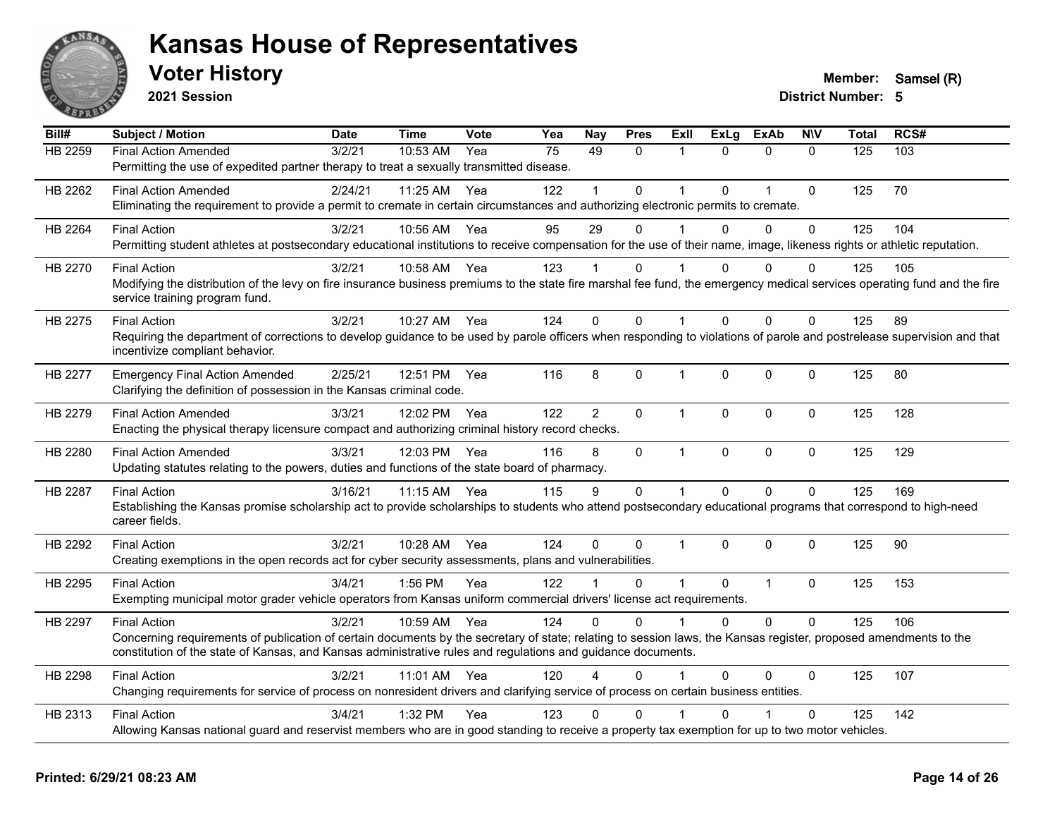# Kansas House of Representatives

## Voter History

**2021 Session**

**Member:** Samsel (R)
**District Number:** 5

| Bill# | Subject / Motion | Date | Time | Vote | Yea | Nay | Pres | ExII | ExLg | ExAb | N\V | Total | RCS# |
|---|---|---|---|---|---|---|---|---|---|---|---|---|---|
| HB 2259 | Final Action Amended | 3/2/21 | 10:53 AM | Yea | 75 | 49 | 0 | 1 | 0 | 0 | 0 | 125 | 103 |
| | Permitting the use of expedited partner therapy to treat a sexually transmitted disease. | | | | | | | | | | | | |
| HB 2262 | Final Action Amended | 2/24/21 | 11:25 AM | Yea | 122 | 1 | 0 | 1 | 0 | 1 | 0 | 125 | 70 |
| | Eliminating the requirement to provide a permit to cremate in certain circumstances and authorizing electronic permits to cremate. | | | | | | | | | | | | |
| HB 2264 | Final Action | 3/2/21 | 10:56 AM | Yea | 95 | 29 | 0 | 1 | 0 | 0 | 0 | 125 | 104 |
| | Permitting student athletes at postsecondary educational institutions to receive compensation for the use of their name, image, likeness rights or athletic reputation. | | | | | | | | | | | | |
| HB 2270 | Final Action | 3/2/21 | 10:58 AM | Yea | 123 | 1 | 0 | 1 | 0 | 0 | 0 | 125 | 105 |
| | Modifying the distribution of the levy on fire insurance business premiums to the state fire marshal fee fund, the emergency medical services operating fund and the fire service training program fund. | | | | | | | | | | | | |
| HB 2275 | Final Action | 3/2/21 | 10:27 AM | Yea | 124 | 0 | 0 | 1 | 0 | 0 | 0 | 125 | 89 |
| | Requiring the department of corrections to develop guidance to be used by parole officers when responding to violations of parole and postrelease supervision and that incentivize compliant behavior. | | | | | | | | | | | | |
| HB 2277 | Emergency Final Action Amended | 2/25/21 | 12:51 PM | Yea | 116 | 8 | 0 | 1 | 0 | 0 | 0 | 125 | 80 |
| | Clarifying the definition of possession in the Kansas criminal code. | | | | | | | | | | | | |
| HB 2279 | Final Action Amended | 3/3/21 | 12:02 PM | Yea | 122 | 2 | 0 | 1 | 0 | 0 | 0 | 125 | 128 |
| | Enacting the physical therapy licensure compact and authorizing criminal history record checks. | | | | | | | | | | | | |
| HB 2280 | Final Action Amended | 3/3/21 | 12:03 PM | Yea | 116 | 8 | 0 | 1 | 0 | 0 | 0 | 125 | 129 |
| | Updating statutes relating to the powers, duties and functions of the state board of pharmacy. | | | | | | | | | | | | |
| HB 2287 | Final Action | 3/16/21 | 11:15 AM | Yea | 115 | 9 | 0 | 1 | 0 | 0 | 0 | 125 | 169 |
| | Establishing the Kansas promise scholarship act to provide scholarships to students who attend postsecondary educational programs that correspond to high-need career fields. | | | | | | | | | | | | |
| HB 2292 | Final Action | 3/2/21 | 10:28 AM | Yea | 124 | 0 | 0 | 1 | 0 | 0 | 0 | 125 | 90 |
| | Creating exemptions in the open records act for cyber security assessments, plans and vulnerabilities. | | | | | | | | | | | | |
| HB 2295 | Final Action | 3/4/21 | 1:56 PM | Yea | 122 | 1 | 0 | 1 | 0 | 1 | 0 | 125 | 153 |
| | Exempting municipal motor grader vehicle operators from Kansas uniform commercial drivers' license act requirements. | | | | | | | | | | | | |
| HB 2297 | Final Action | 3/2/21 | 10:59 AM | Yea | 124 | 0 | 0 | 1 | 0 | 0 | 0 | 125 | 106 |
| | Concerning requirements of publication of certain documents by the secretary of state; relating to session laws, the Kansas register, proposed amendments to the constitution of the state of Kansas, and Kansas administrative rules and regulations and guidance documents. | | | | | | | | | | | | |
| HB 2298 | Final Action | 3/2/21 | 11:01 AM | Yea | 120 | 4 | 0 | 1 | 0 | 0 | 0 | 125 | 107 |
| | Changing requirements for service of process on nonresident drivers and clarifying service of process on certain business entities. | | | | | | | | | | | | |
| HB 2313 | Final Action | 3/4/21 | 1:32 PM | Yea | 123 | 0 | 0 | 1 | 0 | 1 | 0 | 125 | 142 |
| | Allowing Kansas national guard and reservist members who are in good standing to receive a property tax exemption for up to two motor vehicles. | | | | | | | | | | | | |

**Printed: 6/29/21 08:23 AM**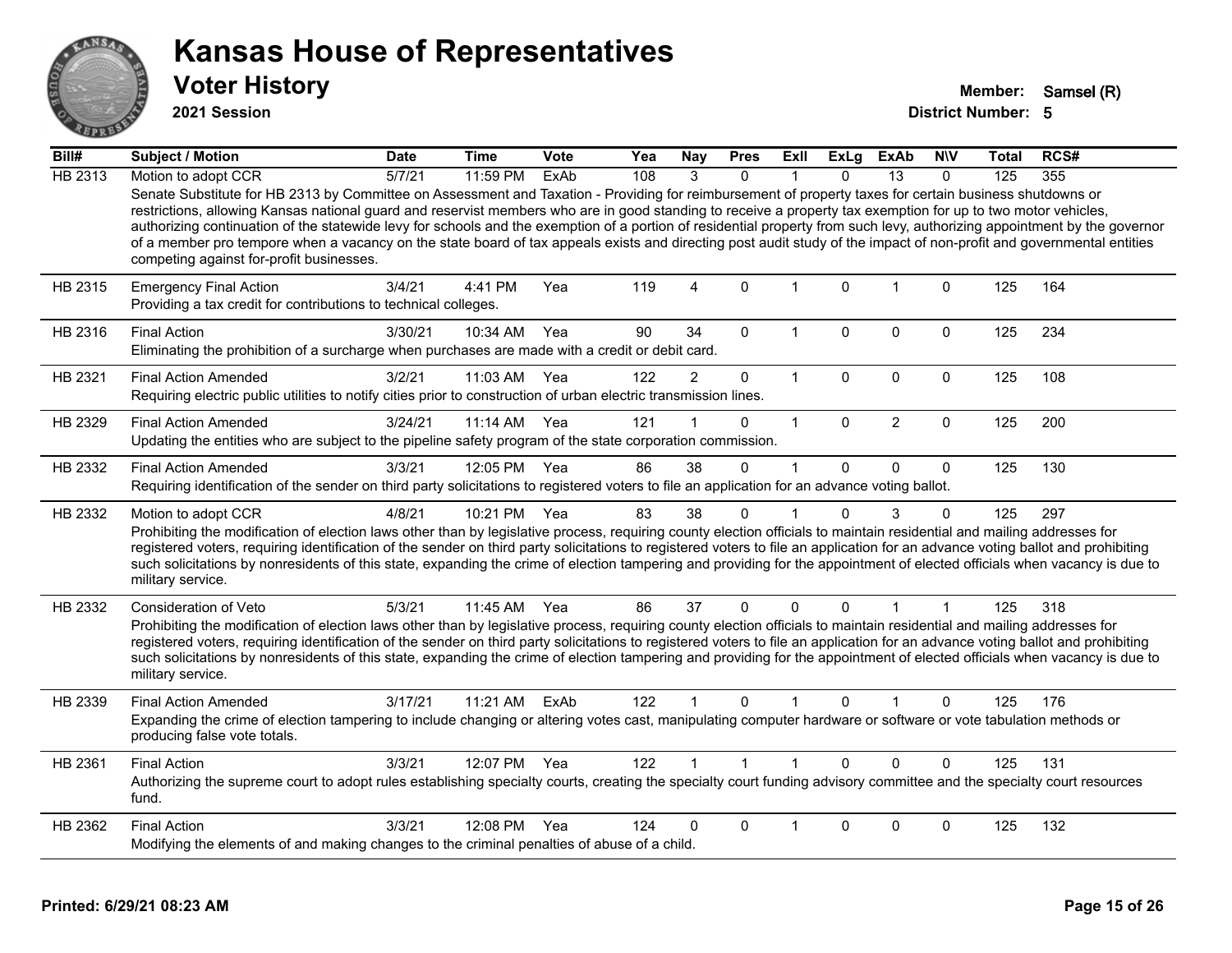# Kansas House of Representatives

## Voter History

**2021 Session**

**Member:** Samsel (R)
**District Number:** 5

| Bill# | Subject / Motion | Date | Time | Vote | Yea | Nay | Pres | ExII | ExLg | ExAb | N\V | Total | RCS# |
|---|---|---|---|---|---|---|---|---|---|---|---|---|---|
| HB 2313 | Motion to adopt CCR | 5/7/21 | 11:59 PM | ExAb | 108 | 3 | 0 | 1 | 0 | 13 | 0 | 125 | 355 |
| | Senate Substitute for HB 2313 by Committee on Assessment and Taxation - Providing for reimbursement of property taxes for certain business shutdowns or restrictions, allowing Kansas national guard and reservist members who are in good standing to receive a property tax exemption for up to two motor vehicles, authorizing continuation of the statewide levy for schools and the exemption of a portion of residential property from such levy, authorizing appointment by the governor of a member pro tempore when a vacancy on the state board of tax appeals exists and directing post audit study of the impact of non-profit and governmental entities competing against for-profit businesses. | | | | | | | | | | | | |
| HB 2315 | Emergency Final Action | 3/4/21 | 4:41 PM | Yea | 119 | 4 | 0 | 1 | 0 | 1 | 0 | 125 | 164 |
| | Providing a tax credit for contributions to technical colleges. | | | | | | | | | | | | |
| HB 2316 | Final Action | 3/30/21 | 10:34 AM | Yea | 90 | 34 | 0 | 1 | 0 | 0 | 0 | 125 | 234 |
| | Eliminating the prohibition of a surcharge when purchases are made with a credit or debit card. | | | | | | | | | | | | |
| HB 2321 | Final Action Amended | 3/2/21 | 11:03 AM | Yea | 122 | 2 | 0 | 1 | 0 | 0 | 0 | 125 | 108 |
| | Requiring electric public utilities to notify cities prior to construction of urban electric transmission lines. | | | | | | | | | | | | |
| HB 2329 | Final Action Amended | 3/24/21 | 11:14 AM | Yea | 121 | 1 | 0 | 1 | 0 | 2 | 0 | 125 | 200 |
| | Updating the entities who are subject to the pipeline safety program of the state corporation commission. | | | | | | | | | | | | |
| HB 2332 | Final Action Amended | 3/3/21 | 12:05 PM | Yea | 86 | 38 | 0 | 1 | 0 | 0 | 0 | 125 | 130 |
| | Requiring identification of the sender on third party solicitations to registered voters to file an application for an advance voting ballot. | | | | | | | | | | | | |
| HB 2332 | Motion to adopt CCR | 4/8/21 | 10:21 PM | Yea | 83 | 38 | 0 | 1 | 0 | 3 | 0 | 125 | 297 |
| | Prohibiting the modification of election laws other than by legislative process, requiring county election officials to maintain residential and mailing addresses for registered voters, requiring identification of the sender on third party solicitations to registered voters to file an application for an advance voting ballot and prohibiting such solicitations by nonresidents of this state, expanding the crime of election tampering and providing for the appointment of elected officials when vacancy is due to military service. | | | | | | | | | | | | |
| HB 2332 | Consideration of Veto | 5/3/21 | 11:45 AM | Yea | 86 | 37 | 0 | 0 | 0 | 1 | 1 | 125 | 318 |
| | Prohibiting the modification of election laws other than by legislative process, requiring county election officials to maintain residential and mailing addresses for registered voters, requiring identification of the sender on third party solicitations to registered voters to file an application for an advance voting ballot and prohibiting such solicitations by nonresidents of this state, expanding the crime of election tampering and providing for the appointment of elected officials when vacancy is due to military service. | | | | | | | | | | | | |
| HB 2339 | Final Action Amended | 3/17/21 | 11:21 AM | ExAb | 122 | 1 | 0 | 1 | 0 | 1 | 0 | 125 | 176 |
| | Expanding the crime of election tampering to include changing or altering votes cast, manipulating computer hardware or software or vote tabulation methods or producing false vote totals. | | | | | | | | | | | | |
| HB 2361 | Final Action | 3/3/21 | 12:07 PM | Yea | 122 | 1 | 1 | 1 | 0 | 0 | 0 | 125 | 131 |
| | Authorizing the supreme court to adopt rules establishing specialty courts, creating the specialty court funding advisory committee and the specialty court resources fund. | | | | | | | | | | | | |
| HB 2362 | Final Action | 3/3/21 | 12:08 PM | Yea | 124 | 0 | 0 | 1 | 0 | 0 | 0 | 125 | 132 |
| | Modifying the elements of and making changes to the criminal penalties of abuse of a child. | | | | | | | | | | | | |

**Printed: 6/29/21 08:23 AM**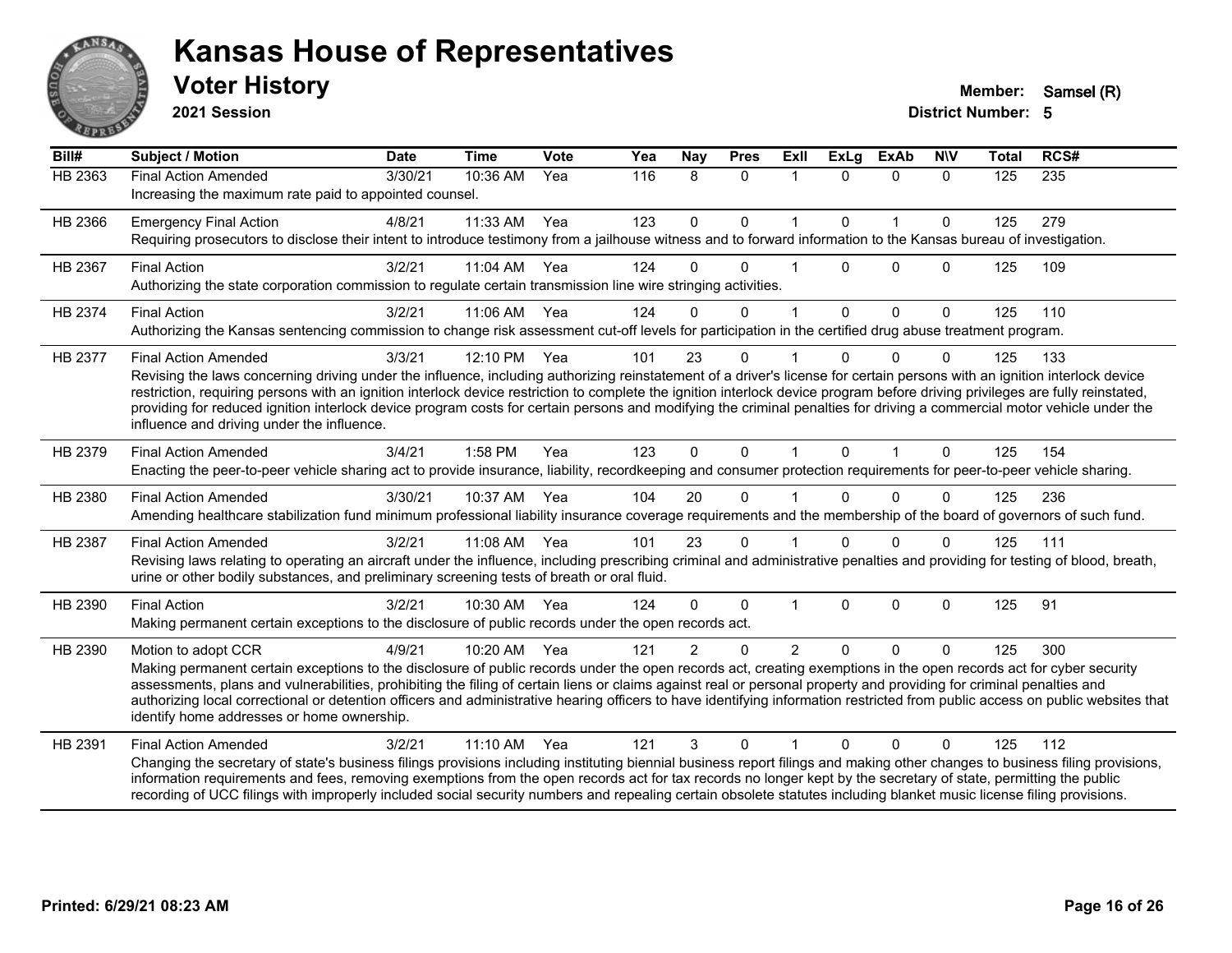# Kansas House of Representatives

## Voter History

**2021 Session**

**Member:** Samsel (R)
**District Number:** 5

| Bill# | Subject / Motion | Date | Time | Vote | Yea | Nay | Pres | ExII | ExLg | ExAb | N\V | Total | RCS# |
|---|---|---|---|---|---|---|---|---|---|---|---|---|---|
| HB 2363 | Final Action Amended | 3/30/21 | 10:36 AM | Yea | 116 | 8 | 0 | 1 | 0 | 0 | 0 | 125 | 235 |
| | Increasing the maximum rate paid to appointed counsel. | | | | | | | | | | | | |
| HB 2366 | Emergency Final Action | 4/8/21 | 11:33 AM | Yea | 123 | 0 | 0 | 1 | 0 | 1 | 0 | 125 | 279 |
| | Requiring prosecutors to disclose their intent to introduce testimony from a jailhouse witness and to forward information to the Kansas bureau of investigation. | | | | | | | | | | | | |
| HB 2367 | Final Action | 3/2/21 | 11:04 AM | Yea | 124 | 0 | 0 | 1 | 0 | 0 | 0 | 125 | 109 |
| | Authorizing the state corporation commission to regulate certain transmission line wire stringing activities. | | | | | | | | | | | | |
| HB 2374 | Final Action | 3/2/21 | 11:06 AM | Yea | 124 | 0 | 0 | 1 | 0 | 0 | 0 | 125 | 110 |
| | Authorizing the Kansas sentencing commission to change risk assessment cut-off levels for participation in the certified drug abuse treatment program. | | | | | | | | | | | | |
| HB 2377 | Final Action Amended | 3/3/21 | 12:10 PM | Yea | 101 | 23 | 0 | 1 | 0 | 0 | 0 | 125 | 133 |
| | Revising the laws concerning driving under the influence, including authorizing reinstatement of a driver's license for certain persons with an ignition interlock device restriction, requiring persons with an ignition interlock device restriction to complete the ignition interlock device program before driving privileges are fully reinstated, providing for reduced ignition interlock device program costs for certain persons and modifying the criminal penalties for driving a commercial motor vehicle under the influence and driving under the influence. | | | | | | | | | | | | |
| HB 2379 | Final Action Amended | 3/4/21 | 1:58 PM | Yea | 123 | 0 | 0 | 1 | 0 | 1 | 0 | 125 | 154 |
| | Enacting the peer-to-peer vehicle sharing act to provide insurance, liability, recordkeeping and consumer protection requirements for peer-to-peer vehicle sharing. | | | | | | | | | | | | |
| HB 2380 | Final Action Amended | 3/30/21 | 10:37 AM | Yea | 104 | 20 | 0 | 1 | 0 | 0 | 0 | 125 | 236 |
| | Amending healthcare stabilization fund minimum professional liability insurance coverage requirements and the membership of the board of governors of such fund. | | | | | | | | | | | | |
| HB 2387 | Final Action Amended | 3/2/21 | 11:08 AM | Yea | 101 | 23 | 0 | 1 | 0 | 0 | 0 | 125 | 111 |
| | Revising laws relating to operating an aircraft under the influence, including prescribing criminal and administrative penalties and providing for testing of blood, breath, urine or other bodily substances, and preliminary screening tests of breath or oral fluid. | | | | | | | | | | | | |
| HB 2390 | Final Action | 3/2/21 | 10:30 AM | Yea | 124 | 0 | 0 | 1 | 0 | 0 | 0 | 125 | 91 |
| | Making permanent certain exceptions to the disclosure of public records under the open records act. | | | | | | | | | | | | |
| HB 2390 | Motion to adopt CCR | 4/9/21 | 10:20 AM | Yea | 121 | 2 | 0 | 2 | 0 | 0 | 0 | 125 | 300 |
| | Making permanent certain exceptions to the disclosure of public records under the open records act, creating exemptions in the open records act for cyber security assessments, plans and vulnerabilities, prohibiting the filing of certain liens or claims against real or personal property and providing for criminal penalties and authorizing local correctional or detention officers and administrative hearing officers to have identifying information restricted from public access on public websites that identify home addresses or home ownership. | | | | | | | | | | | | |
| HB 2391 | Final Action Amended | 3/2/21 | 11:10 AM | Yea | 121 | 3 | 0 | 1 | 0 | 0 | 0 | 125 | 112 |
| | Changing the secretary of state's business filings provisions including instituting biennial business report filings and making other changes to business filing provisions, information requirements and fees, removing exemptions from the open records act for tax records no longer kept by the secretary of state, permitting the public recording of UCC filings with improperly included social security numbers and repealing certain obsolete statutes including blanket music license filing provisions. | | | | | | | | | | | | |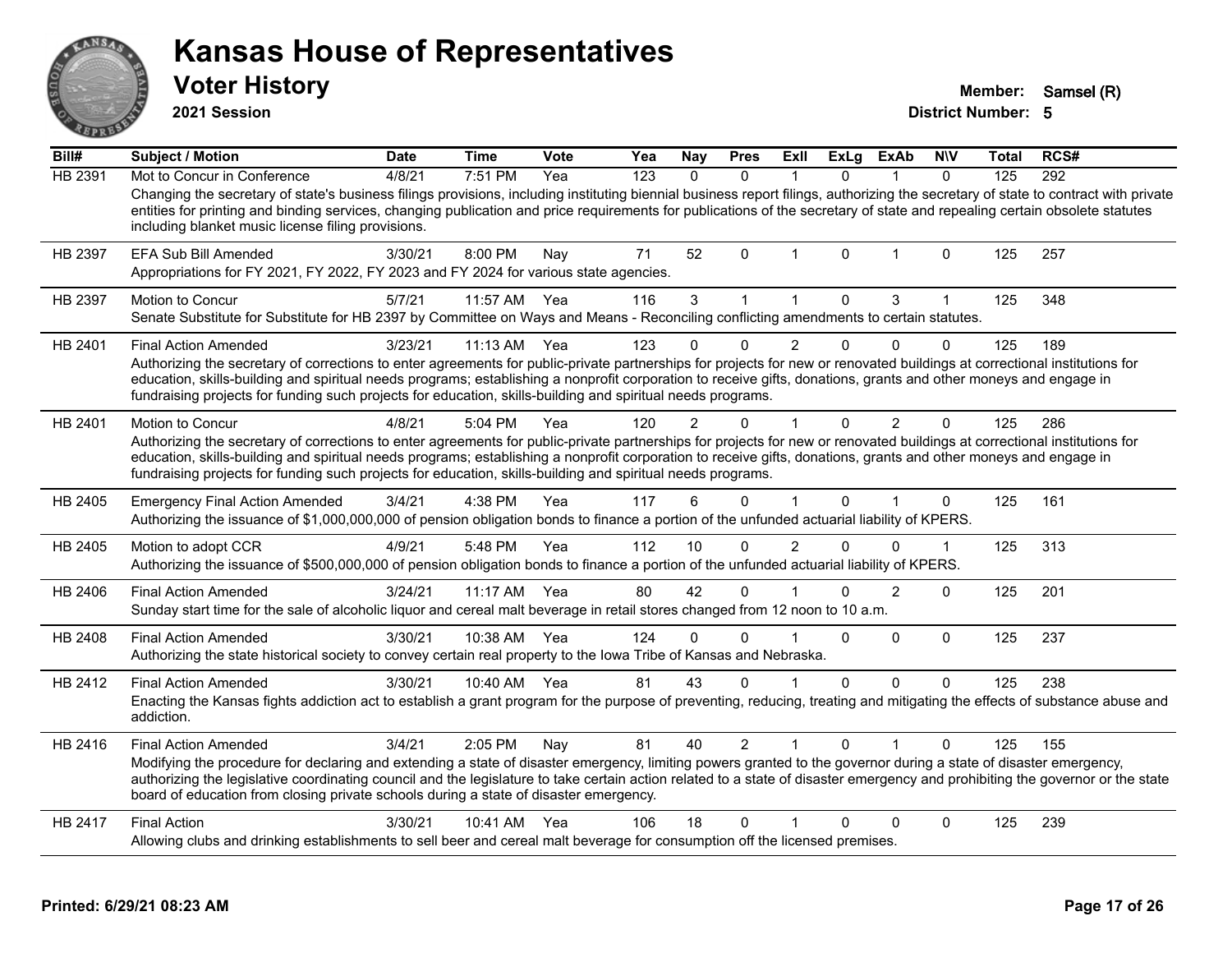# Kansas House of Representatives

## Voter History

**2021 Session**

**Member:** Samsel (R)

**District Number:** 5

| Bill# | Subject / Motion | Date | Time | Vote | Yea | Nay | Pres | ExII | ExLg | ExAb | N\V | Total | RCS# |
|---|---|---|---|---|---|---|---|---|---|---|---|---|---|
| HB 2391 | Mot to Concur in Conference | 4/8/21 | 7:51 PM | Yea | 123 | 0 | 0 | 1 | 0 | 1 | 0 | 125 | 292 |
| | Changing the secretary of state's business filings provisions, including instituting biennial business report filings, authorizing the secretary of state to contract with private entities for printing and binding services, changing publication and price requirements for publications of the secretary of state and repealing certain obsolete statutes including blanket music license filing provisions. | | | | | | | | | | | | |
| HB 2397 | EFA Sub Bill Amended | 3/30/21 | 8:00 PM | Nay | 71 | 52 | 0 | 1 | 0 | 1 | 0 | 125 | 257 |
| | Appropriations for FY 2021, FY 2022, FY 2023 and FY 2024 for various state agencies. | | | | | | | | | | | | |
| HB 2397 | Motion to Concur | 5/7/21 | 11:57 AM | Yea | 116 | 3 | 1 | 1 | 0 | 3 | 1 | 125 | 348 |
| | Senate Substitute for Substitute for HB 2397 by Committee on Ways and Means - Reconciling conflicting amendments to certain statutes. | | | | | | | | | | | | |
| HB 2401 | Final Action Amended | 3/23/21 | 11:13 AM | Yea | 123 | 0 | 0 | 2 | 0 | 0 | 0 | 125 | 189 |
| | Authorizing the secretary of corrections to enter agreements for public-private partnerships for projects for new or renovated buildings at correctional institutions for education, skills-building and spiritual needs programs; establishing a nonprofit corporation to receive gifts, donations, grants and other moneys and engage in fundraising projects for funding such projects for education, skills-building and spiritual needs programs. | | | | | | | | | | | | |
| HB 2401 | Motion to Concur | 4/8/21 | 5:04 PM | Yea | 120 | 2 | 0 | 1 | 0 | 2 | 0 | 125 | 286 |
| | Authorizing the secretary of corrections to enter agreements for public-private partnerships for projects for new or renovated buildings at correctional institutions for education, skills-building and spiritual needs programs; establishing a nonprofit corporation to receive gifts, donations, grants and other moneys and engage in fundraising projects for funding such projects for education, skills-building and spiritual needs programs. | | | | | | | | | | | | |
| HB 2405 | Emergency Final Action Amended | 3/4/21 | 4:38 PM | Yea | 117 | 6 | 0 | 1 | 0 | 1 | 0 | 125 | 161 |
| | Authorizing the issuance of $1,000,000,000 of pension obligation bonds to finance a portion of the unfunded actuarial liability of KPERS. | | | | | | | | | | | | |
| HB 2405 | Motion to adopt CCR | 4/9/21 | 5:48 PM | Yea | 112 | 10 | 0 | 2 | 0 | 0 | 1 | 125 | 313 |
| | Authorizing the issuance of $500,000,000 of pension obligation bonds to finance a portion of the unfunded actuarial liability of KPERS. | | | | | | | | | | | | |
| HB 2406 | Final Action Amended | 3/24/21 | 11:17 AM | Yea | 80 | 42 | 0 | 1 | 0 | 2 | 0 | 125 | 201 |
| | Sunday start time for the sale of alcoholic liquor and cereal malt beverage in retail stores changed from 12 noon to 10 a.m. | | | | | | | | | | | | |
| HB 2408 | Final Action Amended | 3/30/21 | 10:38 AM | Yea | 124 | 0 | 0 | 1 | 0 | 0 | 0 | 125 | 237 |
| | Authorizing the state historical society to convey certain real property to the Iowa Tribe of Kansas and Nebraska. | | | | | | | | | | | | |
| HB 2412 | Final Action Amended | 3/30/21 | 10:40 AM | Yea | 81 | 43 | 0 | 1 | 0 | 0 | 0 | 125 | 238 |
| | Enacting the Kansas fights addiction act to establish a grant program for the purpose of preventing, reducing, treating and mitigating the effects of substance abuse and addiction. | | | | | | | | | | | | |
| HB 2416 | Final Action Amended | 3/4/21 | 2:05 PM | Nay | 81 | 40 | 2 | 1 | 0 | 1 | 0 | 125 | 155 |
| | Modifying the procedure for declaring and extending a state of disaster emergency, limiting powers granted to the governor during a state of disaster emergency, authorizing the legislative coordinating council and the legislature to take certain action related to a state of disaster emergency and prohibiting the governor or the state board of education from closing private schools during a state of disaster emergency. | | | | | | | | | | | | |
| HB 2417 | Final Action | 3/30/21 | 10:41 AM | Yea | 106 | 18 | 0 | 1 | 0 | 0 | 0 | 125 | 239 |
| | Allowing clubs and drinking establishments to sell beer and cereal malt beverage for consumption off the licensed premises. | | | | | | | | | | | | |

**Printed: 6/29/21 08:23 AM**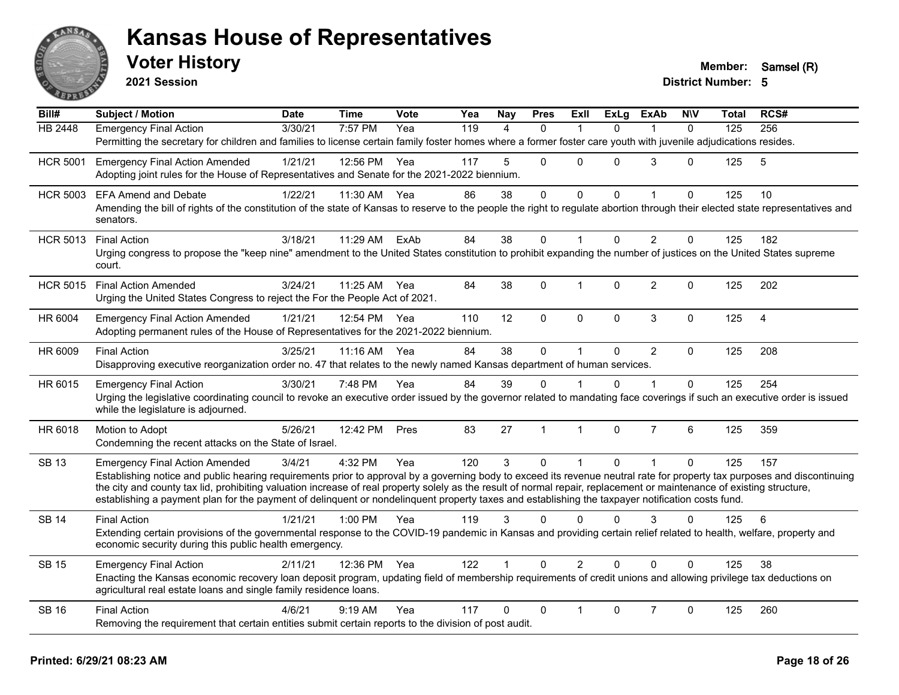# Kansas House of Representatives

## Voter History

**2021 Session**

**Member:** Samsel (R)

**District Number:** 5

| Bill# | Subject / Motion | Date | Time | Vote | Yea | Nay | Pres | ExII | ExLg | ExAb | N\V | Total | RCS# |
|---|---|---|---|---|---|---|---|---|---|---|---|---|---|
| HB 2448 | Emergency Final Action | 3/30/21 | 7:57 PM | Yea | 119 | 4 | 0 | 1 | 0 | 1 | 0 | 125 | 256 |
| | Permitting the secretary for children and families to license certain family foster homes where a former foster care youth with juvenile adjudications resides. | | | | | | | | | | | | |
| HCR 5001 | Emergency Final Action Amended | 1/21/21 | 12:56 PM | Yea | 117 | 5 | 0 | 0 | 0 | 3 | 0 | 125 | 5 |
| | Adopting joint rules for the House of Representatives and Senate for the 2021-2022 biennium. | | | | | | | | | | | | |
| HCR 5003 | EFA Amend and Debate | 1/22/21 | 11:30 AM | Yea | 86 | 38 | 0 | 0 | 0 | 1 | 0 | 125 | 10 |
| | Amending the bill of rights of the constitution of the state of Kansas to reserve to the people the right to regulate abortion through their elected state representatives and senators. | | | | | | | | | | | | |
| HCR 5013 | Final Action | 3/18/21 | 11:29 AM | ExAb | 84 | 38 | 0 | 1 | 0 | 2 | 0 | 125 | 182 |
| | Urging congress to propose the "keep nine" amendment to the United States constitution to prohibit expanding the number of justices on the United States supreme court. | | | | | | | | | | | | |
| HCR 5015 | Final Action Amended | 3/24/21 | 11:25 AM | Yea | 84 | 38 | 0 | 1 | 0 | 2 | 0 | 125 | 202 |
| | Urging the United States Congress to reject the For the People Act of 2021. | | | | | | | | | | | | |
| HR 6004 | Emergency Final Action Amended | 1/21/21 | 12:54 PM | Yea | 110 | 12 | 0 | 0 | 0 | 3 | 0 | 125 | 4 |
| | Adopting permanent rules of the House of Representatives for the 2021-2022 biennium. | | | | | | | | | | | | |
| HR 6009 | Final Action | 3/25/21 | 11:16 AM | Yea | 84 | 38 | 0 | 1 | 0 | 2 | 0 | 125 | 208 |
| | Disapproving executive reorganization order no. 47 that relates to the newly named Kansas department of human services. | | | | | | | | | | | | |
| HR 6015 | Emergency Final Action | 3/30/21 | 7:48 PM | Yea | 84 | 39 | 0 | 1 | 0 | 1 | 0 | 125 | 254 |
| | Urging the legislative coordinating council to revoke an executive order issued by the governor related to mandating face coverings if such an executive order is issued while the legislature is adjourned. | | | | | | | | | | | | |
| HR 6018 | Motion to Adopt | 5/26/21 | 12:42 PM | Pres | 83 | 27 | 1 | 1 | 0 | 7 | 6 | 125 | 359 |
| | Condemning the recent attacks on the State of Israel. | | | | | | | | | | | | |
| SB 13 | Emergency Final Action Amended | 3/4/21 | 4:32 PM | Yea | 120 | 3 | 0 | 1 | 0 | 1 | 0 | 125 | 157 |
| | Establishing notice and public hearing requirements prior to approval by a governing body to exceed its revenue neutral rate for property tax purposes and discontinuing the city and county tax lid, prohibiting valuation increase of real property solely as the result of normal repair, replacement or maintenance of existing structure, establishing a payment plan for the payment of delinquent or nondelinquent property taxes and establishing the taxpayer notification costs fund. | | | | | | | | | | | | |
| SB 14 | Final Action | 1/21/21 | 1:00 PM | Yea | 119 | 3 | 0 | 0 | 0 | 3 | 0 | 125 | 6 |
| | Extending certain provisions of the governmental response to the COVID-19 pandemic in Kansas and providing certain relief related to health, welfare, property and economic security during this public health emergency. | | | | | | | | | | | | |
| SB 15 | Emergency Final Action | 2/11/21 | 12:36 PM | Yea | 122 | 1 | 0 | 2 | 0 | 0 | 0 | 125 | 38 |
| | Enacting the Kansas economic recovery loan deposit program, updating field of membership requirements of credit unions and allowing privilege tax deductions on agricultural real estate loans and single family residence loans. | | | | | | | | | | | | |
| SB 16 | Final Action | 4/6/21 | 9:19 AM | Yea | 117 | 0 | 0 | 1 | 0 | 7 | 0 | 125 | 260 |
| | Removing the requirement that certain entities submit certain reports to the division of post audit. | | | | | | | | | | | | |

**Printed: 6/29/21 08:23 AM**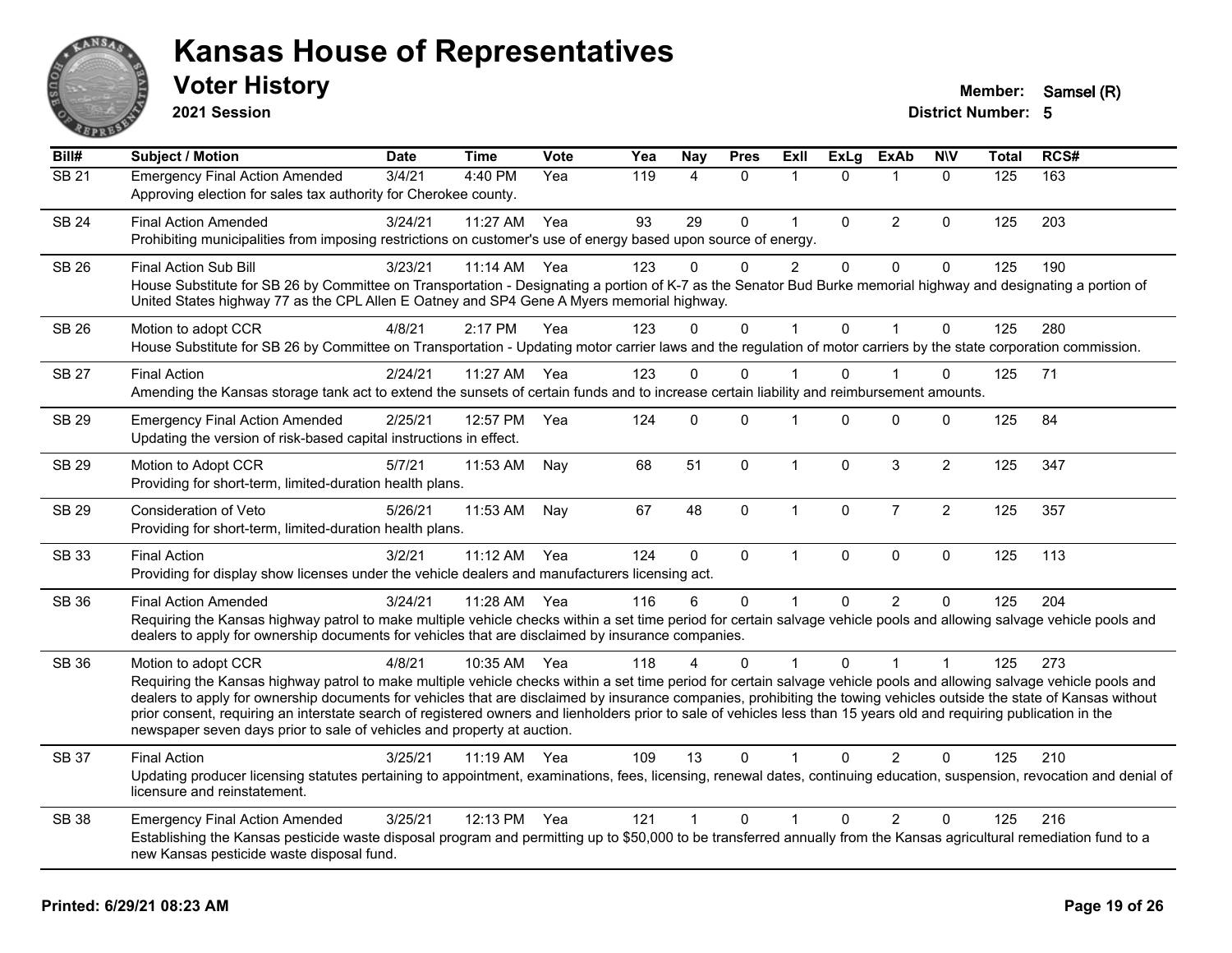# Kansas House of Representatives

## Voter History

**2021 Session**

**Member:** Samsel (R)
**District Number:** 5

| Bill# | Subject / Motion | Date | Time | Vote | Yea | Nay | Pres | ExII | ExLg | ExAb | N\V | Total | RCS# |
|---|---|---|---|---|---|---|---|---|---|---|---|---|---|
| SB 21 | Emergency Final Action Amended | 3/4/21 | 4:40 PM | Yea | 119 | 4 | 0 | 1 | 0 | 1 | 0 | 125 | 163 |
| | Approving election for sales tax authority for Cherokee county. | | | | | | | | | | | | |
| SB 24 | Final Action Amended | 3/24/21 | 11:27 AM | Yea | 93 | 29 | 0 | 1 | 0 | 2 | 0 | 125 | 203 |
| | Prohibiting municipalities from imposing restrictions on customer's use of energy based upon source of energy. | | | | | | | | | | | | |
| SB 26 | Final Action Sub Bill | 3/23/21 | 11:14 AM | Yea | 123 | 0 | 0 | 2 | 0 | 0 | 0 | 125 | 190 |
| | House Substitute for SB 26 by Committee on Transportation - Designating a portion of K-7 as the Senator Bud Burke memorial highway and designating a portion of United States highway 77 as the CPL Allen E Oatney and SP4 Gene A Myers memorial highway. | | | | | | | | | | | | |
| SB 26 | Motion to adopt CCR | 4/8/21 | 2:17 PM | Yea | 123 | 0 | 0 | 1 | 0 | 1 | 0 | 125 | 280 |
| | House Substitute for SB 26 by Committee on Transportation - Updating motor carrier laws and the regulation of motor carriers by the state corporation commission. | | | | | | | | | | | | |
| SB 27 | Final Action | 2/24/21 | 11:27 AM | Yea | 123 | 0 | 0 | 1 | 0 | 1 | 0 | 125 | 71 |
| | Amending the Kansas storage tank act to extend the sunsets of certain funds and to increase certain liability and reimbursement amounts. | | | | | | | | | | | | |
| SB 29 | Emergency Final Action Amended | 2/25/21 | 12:57 PM | Yea | 124 | 0 | 0 | 1 | 0 | 0 | 0 | 125 | 84 |
| | Updating the version of risk-based capital instructions in effect. | | | | | | | | | | | | |
| SB 29 | Motion to Adopt CCR | 5/7/21 | 11:53 AM | Nay | 68 | 51 | 0 | 1 | 0 | 3 | 2 | 125 | 347 |
| | Providing for short-term, limited-duration health plans. | | | | | | | | | | | | |
| SB 29 | Consideration of Veto | 5/26/21 | 11:53 AM | Nay | 67 | 48 | 0 | 1 | 0 | 7 | 2 | 125 | 357 |
| | Providing for short-term, limited-duration health plans. | | | | | | | | | | | | |
| SB 33 | Final Action | 3/2/21 | 11:12 AM | Yea | 124 | 0 | 0 | 1 | 0 | 0 | 0 | 125 | 113 |
| | Providing for display show licenses under the vehicle dealers and manufacturers licensing act. | | | | | | | | | | | | |
| SB 36 | Final Action Amended | 3/24/21 | 11:28 AM | Yea | 116 | 6 | 0 | 1 | 0 | 2 | 0 | 125 | 204 |
| | Requiring the Kansas highway patrol to make multiple vehicle checks within a set time period for certain salvage vehicle pools and allowing salvage vehicle pools and dealers to apply for ownership documents for vehicles that are disclaimed by insurance companies. | | | | | | | | | | | | |
| SB 36 | Motion to adopt CCR | 4/8/21 | 10:35 AM | Yea | 118 | 4 | 0 | 1 | 0 | 1 | 1 | 125 | 273 |
| | Requiring the Kansas highway patrol to make multiple vehicle checks within a set time period for certain salvage vehicle pools and allowing salvage vehicle pools and dealers to apply for ownership documents for vehicles that are disclaimed by insurance companies, prohibiting the towing vehicles outside the state of Kansas without prior consent, requiring an interstate search of registered owners and lienholders prior to sale of vehicles less than 15 years old and requiring publication in the newspaper seven days prior to sale of vehicles and property at auction. | | | | | | | | | | | | |
| SB 37 | Final Action | 3/25/21 | 11:19 AM | Yea | 109 | 13 | 0 | 1 | 0 | 2 | 0 | 125 | 210 |
| | Updating producer licensing statutes pertaining to appointment, examinations, fees, licensing, renewal dates, continuing education, suspension, revocation and denial of licensure and reinstatement. | | | | | | | | | | | | |
| SB 38 | Emergency Final Action Amended | 3/25/21 | 12:13 PM | Yea | 121 | 1 | 0 | 1 | 0 | 2 | 0 | 125 | 216 |
| | Establishing the Kansas pesticide waste disposal program and permitting up to $50,000 to be transferred annually from the Kansas agricultural remediation fund to a new Kansas pesticide waste disposal fund. | | | | | | | | | | | | |

**Printed: 6/29/21 08:23 AM**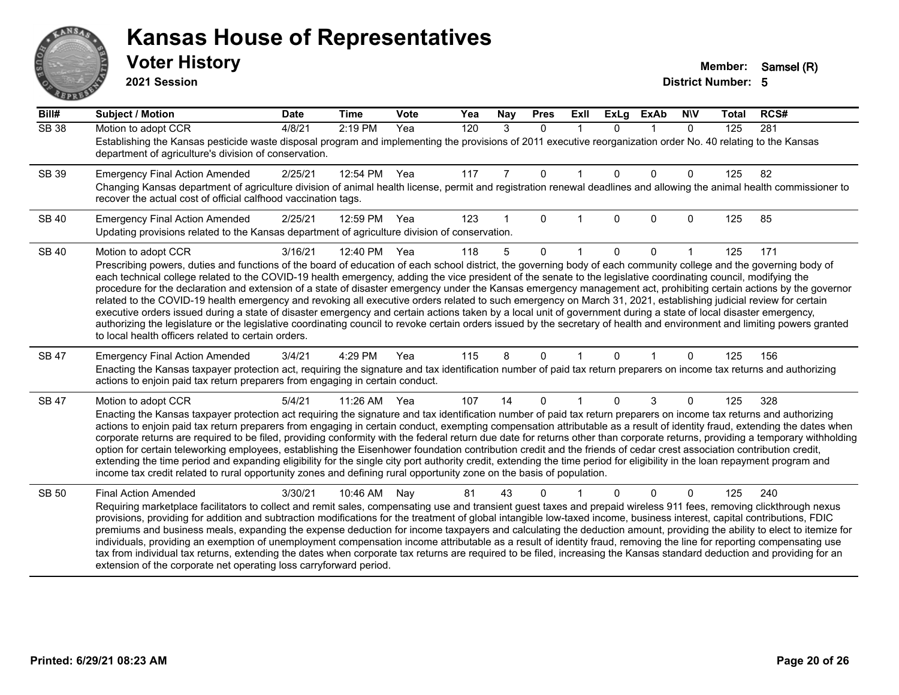# Kansas House of Representatives

## Voter History

**2021 Session**

**Member:** Samsel (R)
**District Number:** 5

| Bill# | Subject / Motion | Date | Time | Vote | Yea | Nay | Pres | ExII | ExLg | ExAb | N\V | Total | RCS# |
|---|---|---|---|---|---|---|---|---|---|---|---|---|---|
| SB 38 | Motion to adopt CCR | 4/8/21 | 2:19 PM | Yea | 120 | 3 | 0 | 1 | 0 | 1 | 0 | 125 | 281 |
| | Establishing the Kansas pesticide waste disposal program and implementing the provisions of 2011 executive reorganization order No. 40 relating to the Kansas department of agriculture's division of conservation. | | | | | | | | | | | | |
| SB 39 | Emergency Final Action Amended | 2/25/21 | 12:54 PM | Yea | 117 | 7 | 0 | 1 | 0 | 0 | 0 | 125 | 82 |
| | Changing Kansas department of agriculture division of animal health license, permit and registration renewal deadlines and allowing the animal health commissioner to recover the actual cost of official calfhood vaccination tags. | | | | | | | | | | | | |
| SB 40 | Emergency Final Action Amended | 2/25/21 | 12:59 PM | Yea | 123 | 1 | 0 | 1 | 0 | 0 | 0 | 125 | 85 |
| | Updating provisions related to the Kansas department of agriculture division of conservation. | | | | | | | | | | | | |
| SB 40 | Motion to adopt CCR | 3/16/21 | 12:40 PM | Yea | 118 | 5 | 0 | 1 | 0 | 0 | 1 | 125 | 171 |
| | Prescribing powers, duties and functions of the board of education of each school district, the governing body of each community college and the governing body of each technical college related to the COVID-19 health emergency, adding the vice president of the senate to the legislative coordinating council, modifying the procedure for the declaration and extension of a state of disaster emergency under the Kansas emergency management act, prohibiting certain actions by the governor related to the COVID-19 health emergency and revoking all executive orders related to such emergency on March 31, 2021, establishing judicial review for certain executive orders issued during a state of disaster emergency and certain actions taken by a local unit of government during a state of local disaster emergency, authorizing the legislature or the legislative coordinating council to revoke certain orders issued by the secretary of health and environment and limiting powers granted to local health officers related to certain orders. | | | | | | | | | | | | |
| SB 47 | Emergency Final Action Amended | 3/4/21 | 4:29 PM | Yea | 115 | 8 | 0 | 1 | 0 | 1 | 0 | 125 | 156 |
| | Enacting the Kansas taxpayer protection act, requiring the signature and tax identification number of paid tax return preparers on income tax returns and authorizing actions to enjoin paid tax return preparers from engaging in certain conduct. | | | | | | | | | | | | |
| SB 47 | Motion to adopt CCR | 5/4/21 | 11:26 AM | Yea | 107 | 14 | 0 | 1 | 0 | 3 | 0 | 125 | 328 |
| | Enacting the Kansas taxpayer protection act requiring the signature and tax identification number of paid tax return preparers on income tax returns and authorizing actions to enjoin paid tax return preparers from engaging in certain conduct, exempting compensation attributable as a result of identity fraud, extending the dates when corporate returns are required to be filed, providing conformity with the federal return due date for returns other than corporate returns, providing a temporary withholding option for certain teleworking employees, establishing the Eisenhower foundation contribution credit and the friends of cedar crest association contribution credit, extending the time period and expanding eligibility for the single city port authority credit, extending the time period for eligibility in the loan repayment program and income tax credit related to rural opportunity zones and defining rural opportunity zone on the basis of population. | | | | | | | | | | | | |
| SB 50 | Final Action Amended | 3/30/21 | 10:46 AM | Nay | 81 | 43 | 0 | 1 | 0 | 0 | 0 | 125 | 240 |
| | Requiring marketplace facilitators to collect and remit sales, compensating use and transient guest taxes and prepaid wireless 911 fees, removing clickthrough nexus provisions, providing for addition and subtraction modifications for the treatment of global intangible low-taxed income, business interest, capital contributions, FDIC premiums and business meals, expanding the expense deduction for income taxpayers and calculating the deduction amount, providing the ability to elect to itemize for individuals, providing an exemption of unemployment compensation income attributable as a result of identity fraud, removing the line for reporting compensating use tax from individual tax returns, extending the dates when corporate tax returns are required to be filed, increasing the Kansas standard deduction and providing for an extension of the corporate net operating loss carryforward period. | | | | | | | | | | | | |

**Printed: 6/29/21 08:23 AM**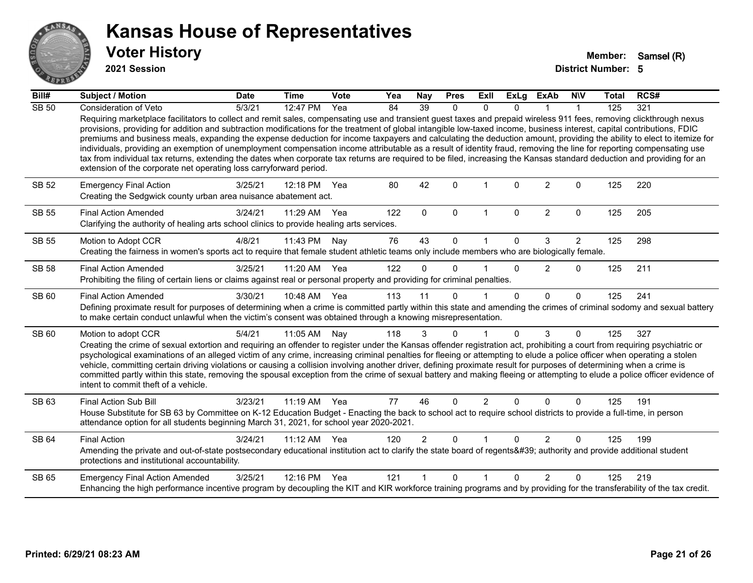# Kansas House of Representatives

## Voter History

**2021 Session**

**Member:** Samsel (R)
**District Number:** 5

| Bill# | Subject / Motion | Date | Time | Vote | Yea | Nay | Pres | ExII | ExLg | ExAb | N\V | Total | RCS# |
|---|---|---|---|---|---|---|---|---|---|---|---|---|---|
| SB 50 | Consideration of Veto | 5/3/21 | 12:47 PM | Yea | 84 | 39 | 0 | 0 | 0 | 1 | 1 | 125 | 321 |
| | Requiring marketplace facilitators to collect and remit sales, compensating use and transient guest taxes and prepaid wireless 911 fees, removing clickthrough nexus provisions, providing for addition and subtraction modifications for the treatment of global intangible low-taxed income, business interest, capital contributions, FDIC premiums and business meals, expanding the expense deduction for income taxpayers and calculating the deduction amount, providing the ability to elect to itemize for individuals, providing an exemption of unemployment compensation income attributable as a result of identity fraud, removing the line for reporting compensating use tax from individual tax returns, extending the dates when corporate tax returns are required to be filed, increasing the Kansas standard deduction and providing for an extension of the corporate net operating loss carryforward period. | | | | | | | | | | | | |
| SB 52 | Emergency Final Action | 3/25/21 | 12:18 PM | Yea | 80 | 42 | 0 | 1 | 0 | 2 | 0 | 125 | 220 |
| | Creating the Sedgwick county urban area nuisance abatement act. | | | | | | | | | | | | |
| SB 55 | Final Action Amended | 3/24/21 | 11:29 AM | Yea | 122 | 0 | 0 | 1 | 0 | 2 | 0 | 125 | 205 |
| | Clarifying the authority of healing arts school clinics to provide healing arts services. | | | | | | | | | | | | |
| SB 55 | Motion to Adopt CCR | 4/8/21 | 11:43 PM | Nay | 76 | 43 | 0 | 1 | 0 | 3 | 2 | 125 | 298 |
| | Creating the fairness in women's sports act to require that female student athletic teams only include members who are biologically female. | | | | | | | | | | | | |
| SB 58 | Final Action Amended | 3/25/21 | 11:20 AM | Yea | 122 | 0 | 0 | 1 | 0 | 2 | 0 | 125 | 211 |
| | Prohibiting the filing of certain liens or claims against real or personal property and providing for criminal penalties. | | | | | | | | | | | | |
| SB 60 | Final Action Amended | 3/30/21 | 10:48 AM | Yea | 113 | 11 | 0 | 1 | 0 | 0 | 0 | 125 | 241 |
| | Defining proximate result for purposes of determining when a crime is committed partly within this state and amending the crimes of criminal sodomy and sexual battery to make certain conduct unlawful when the victim's consent was obtained through a knowing misrepresentation. | | | | | | | | | | | | |
| SB 60 | Motion to adopt CCR | 5/4/21 | 11:05 AM | Nay | 118 | 3 | 0 | 1 | 0 | 3 | 0 | 125 | 327 |
| | Creating the crime of sexual extortion and requiring an offender to register under the Kansas offender registration act, prohibiting a court from requiring psychiatric or psychological examinations of an alleged victim of any crime, increasing criminal penalties for fleeing or attempting to elude a police officer when operating a stolen vehicle, committing certain driving violations or causing a collision involving another driver, defining proximate result for purposes of determining when a crime is committed partly within this state, removing the spousal exception from the crime of sexual battery and making fleeing or attempting to elude a police officer evidence of intent to commit theft of a vehicle. | | | | | | | | | | | | |
| SB 63 | Final Action Sub Bill | 3/23/21 | 11:19 AM | Yea | 77 | 46 | 0 | 2 | 0 | 0 | 0 | 125 | 191 |
| | House Substitute for SB 63 by Committee on K-12 Education Budget - Enacting the back to school act to require school districts to provide a full-time, in person attendance option for all students beginning March 31, 2021, for school year 2020-2021. | | | | | | | | | | | | |
| SB 64 | Final Action | 3/24/21 | 11:12 AM | Yea | 120 | 2 | 0 | 1 | 0 | 2 | 0 | 125 | 199 |
| | Amending the private and out-of-state postsecondary educational institution act to clarify the state board of regents&#39; authority and provide additional student protections and institutional accountability. | | | | | | | | | | | | |
| SB 65 | Emergency Final Action Amended | 3/25/21 | 12:16 PM | Yea | 121 | 1 | 0 | 1 | 0 | 2 | 0 | 125 | 219 |
| | Enhancing the high performance incentive program by decoupling the KIT and KIR workforce training programs and by providing for the transferability of the tax credit. | | | | | | | | | | | | |

Printed: 6/29/21 08:23 AM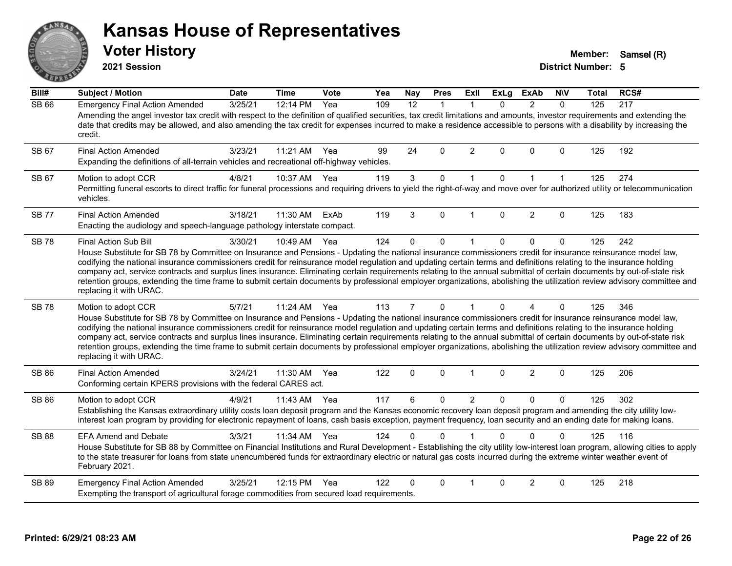# Kansas House of Representatives

## Voter History

**2021 Session**

**Member:** Samsel (R)

**District Number:** 5

| Bill# | Subject / Motion | Date | Time | Vote | Yea | Nay | Pres | ExII | ExLg | ExAb | N\V | Total | RCS# |
|---|---|---|---|---|---|---|---|---|---|---|---|---|---|
| SB 66 | Emergency Final Action Amended | 3/25/21 | 12:14 PM | Yea | 109 | 12 | 1 | 1 | 0 | 2 | 0 | 125 | 217 |
| | Amending the angel investor tax credit with respect to the definition of qualified securities, tax credit limitations and amounts, investor requirements and extending the date that credits may be allowed, and also amending the tax credit for expenses incurred to make a residence accessible to persons with a disability by increasing the credit. | | | | | | | | | | | | |
| SB 67 | Final Action Amended | 3/23/21 | 11:21 AM | Yea | 99 | 24 | 0 | 2 | 0 | 0 | 0 | 125 | 192 |
| | Expanding the definitions of all-terrain vehicles and recreational off-highway vehicles. | | | | | | | | | | | | |
| SB 67 | Motion to adopt CCR | 4/8/21 | 10:37 AM | Yea | 119 | 3 | 0 | 1 | 0 | 1 | 1 | 125 | 274 |
| | Permitting funeral escorts to direct traffic for funeral processions and requiring drivers to yield the right-of-way and move over for authorized utility or telecommunication vehicles. | | | | | | | | | | | | |
| SB 77 | Final Action Amended | 3/18/21 | 11:30 AM | ExAb | 119 | 3 | 0 | 1 | 0 | 2 | 0 | 125 | 183 |
| | Enacting the audiology and speech-language pathology interstate compact. | | | | | | | | | | | | |
| SB 78 | Final Action Sub Bill | 3/30/21 | 10:49 AM | Yea | 124 | 0 | 0 | 1 | 0 | 0 | 0 | 125 | 242 |
| | House Substitute for SB 78 by Committee on Insurance and Pensions - Updating the national insurance commissioners credit for insurance reinsurance model law, codifying the national insurance commissioners credit for reinsurance model regulation and updating certain terms and definitions relating to the insurance holding company act, service contracts and surplus lines insurance. Eliminating certain requirements relating to the annual submittal of certain documents by out-of-state risk retention groups, extending the time frame to submit certain documents by professional employer organizations, abolishing the utilization review advisory committee and replacing it with URAC. | | | | | | | | | | | | |
| SB 78 | Motion to adopt CCR | 5/7/21 | 11:24 AM | Yea | 113 | 7 | 0 | 1 | 0 | 4 | 0 | 125 | 346 |
| | House Substitute for SB 78 by Committee on Insurance and Pensions - Updating the national insurance commissioners credit for insurance reinsurance model law, codifying the national insurance commissioners credit for reinsurance model regulation and updating certain terms and definitions relating to the insurance holding company act, service contracts and surplus lines insurance. Eliminating certain requirements relating to the annual submittal of certain documents by out-of-state risk retention groups, extending the time frame to submit certain documents by professional employer organizations, abolishing the utilization review advisory committee and replacing it with URAC. | | | | | | | | | | | | |
| SB 86 | Final Action Amended | 3/24/21 | 11:30 AM | Yea | 122 | 0 | 0 | 1 | 0 | 2 | 0 | 125 | 206 |
| | Conforming certain KPERS provisions with the federal CARES act. | | | | | | | | | | | | |
| SB 86 | Motion to adopt CCR | 4/9/21 | 11:43 AM | Yea | 117 | 6 | 0 | 2 | 0 | 0 | 0 | 125 | 302 |
| | Establishing the Kansas extraordinary utility costs loan deposit program and the Kansas economic recovery loan deposit program and amending the city utility low-interest loan program by providing for electronic repayment of loans, cash basis exception, payment frequency, loan security and an ending date for making loans. | | | | | | | | | | | | |
| SB 88 | EFA Amend and Debate | 3/3/21 | 11:34 AM | Yea | 124 | 0 | 0 | 1 | 0 | 0 | 0 | 125 | 116 |
| | House Substitute for SB 88 by Committee on Financial Institutions and Rural Development - Establishing the city utility low-interest loan program, allowing cities to apply to the state treasurer for loans from state unencumbered funds for extraordinary electric or natural gas costs incurred during the extreme winter weather event of February 2021. | | | | | | | | | | | | |
| SB 89 | Emergency Final Action Amended | 3/25/21 | 12:15 PM | Yea | 122 | 0 | 0 | 1 | 0 | 2 | 0 | 125 | 218 |
| | Exempting the transport of agricultural forage commodities from secured load requirements. | | | | | | | | | | | | |

Printed: 6/29/21 08:23 AM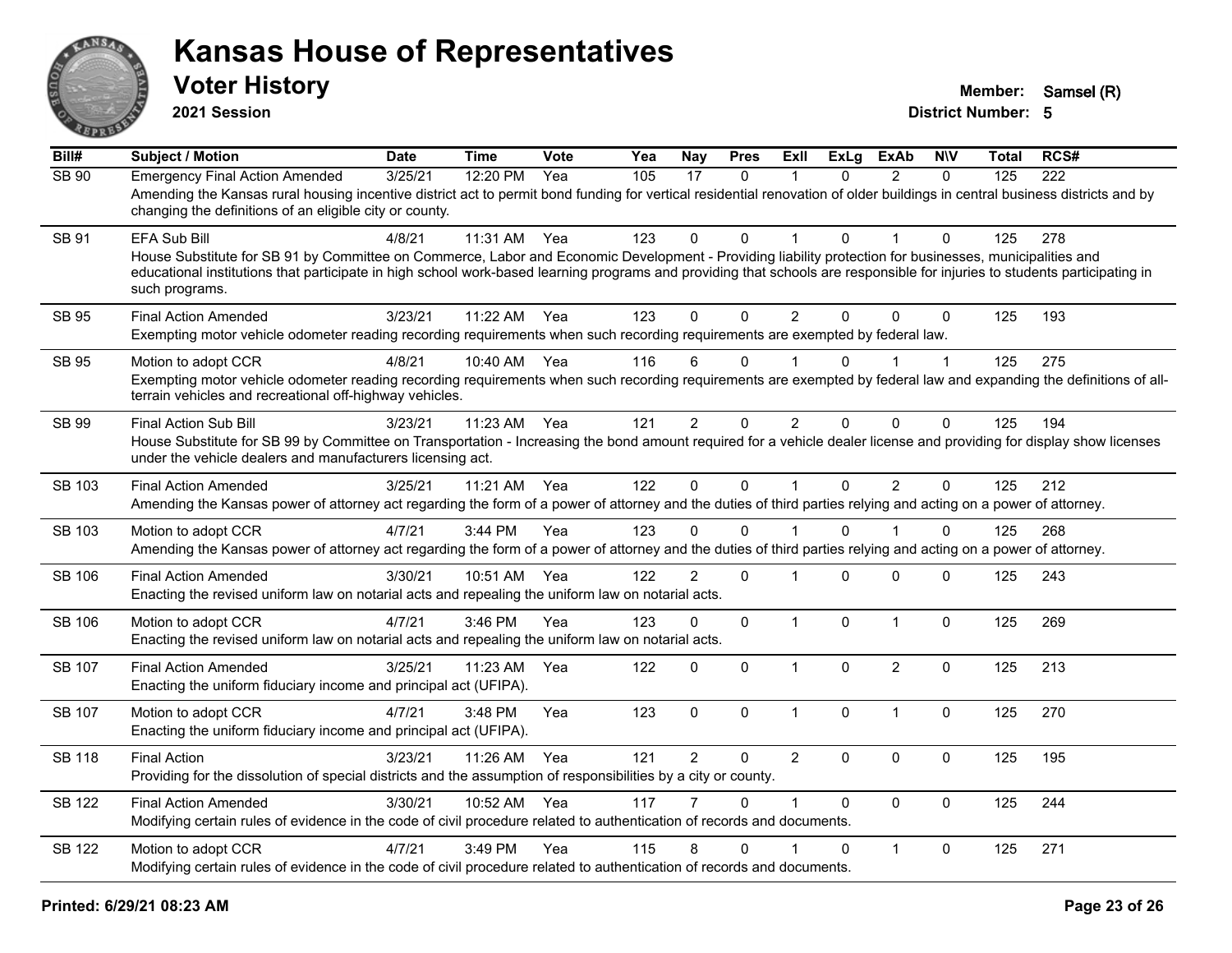# Kansas House of Representatives

## Voter History

**2021 Session**

**Member:** Samsel (R)
**District Number:** 5

| Bill# | Subject / Motion | Date | Time | Vote | Yea | Nay | Pres | ExII | ExLg | ExAb | N\V | Total | RCS# |
|---|---|---|---|---|---|---|---|---|---|---|---|---|---|
| SB 90 | Emergency Final Action Amended | 3/25/21 | 12:20 PM | Yea | 105 | 17 | 0 | 1 | 0 | 2 | 0 | 125 | 222 |
| | Amending the Kansas rural housing incentive district act to permit bond funding for vertical residential renovation of older buildings in central business districts and by changing the definitions of an eligible city or county. | | | | | | | | | | | | |
| SB 91 | EFA Sub Bill | 4/8/21 | 11:31 AM | Yea | 123 | 0 | 0 | 1 | 0 | 1 | 0 | 125 | 278 |
| | House Substitute for SB 91 by Committee on Commerce, Labor and Economic Development - Providing liability protection for businesses, municipalities and educational institutions that participate in high school work-based learning programs and providing that schools are responsible for injuries to students participating in such programs. | | | | | | | | | | | | |
| SB 95 | Final Action Amended | 3/23/21 | 11:22 AM | Yea | 123 | 0 | 0 | 2 | 0 | 0 | 0 | 125 | 193 |
| | Exempting motor vehicle odometer reading recording requirements when such recording requirements are exempted by federal law. | | | | | | | | | | | | |
| SB 95 | Motion to adopt CCR | 4/8/21 | 10:40 AM | Yea | 116 | 6 | 0 | 1 | 0 | 1 | 1 | 125 | 275 |
| | Exempting motor vehicle odometer reading recording requirements when such recording requirements are exempted by federal law and expanding the definitions of all-terrain vehicles and recreational off-highway vehicles. | | | | | | | | | | | | |
| SB 99 | Final Action Sub Bill | 3/23/21 | 11:23 AM | Yea | 121 | 2 | 0 | 2 | 0 | 0 | 0 | 125 | 194 |
| | House Substitute for SB 99 by Committee on Transportation - Increasing the bond amount required for a vehicle dealer license and providing for display show licenses under the vehicle dealers and manufacturers licensing act. | | | | | | | | | | | | |
| SB 103 | Final Action Amended | 3/25/21 | 11:21 AM | Yea | 122 | 0 | 0 | 1 | 0 | 2 | 0 | 125 | 212 |
| | Amending the Kansas power of attorney act regarding the form of a power of attorney and the duties of third parties relying and acting on a power of attorney. | | | | | | | | | | | | |
| SB 103 | Motion to adopt CCR | 4/7/21 | 3:44 PM | Yea | 123 | 0 | 0 | 1 | 0 | 1 | 0 | 125 | 268 |
| | Amending the Kansas power of attorney act regarding the form of a power of attorney and the duties of third parties relying and acting on a power of attorney. | | | | | | | | | | | | |
| SB 106 | Final Action Amended | 3/30/21 | 10:51 AM | Yea | 122 | 2 | 0 | 1 | 0 | 0 | 0 | 125 | 243 |
| | Enacting the revised uniform law on notarial acts and repealing the uniform law on notarial acts. | | | | | | | | | | | | |
| SB 106 | Motion to adopt CCR | 4/7/21 | 3:46 PM | Yea | 123 | 0 | 0 | 1 | 0 | 1 | 0 | 125 | 269 |
| | Enacting the revised uniform law on notarial acts and repealing the uniform law on notarial acts. | | | | | | | | | | | | |
| SB 107 | Final Action Amended | 3/25/21 | 11:23 AM | Yea | 122 | 0 | 0 | 1 | 0 | 2 | 0 | 125 | 213 |
| | Enacting the uniform fiduciary income and principal act (UFIPA). | | | | | | | | | | | | |
| SB 107 | Motion to adopt CCR | 4/7/21 | 3:48 PM | Yea | 123 | 0 | 0 | 1 | 0 | 1 | 0 | 125 | 270 |
| | Enacting the uniform fiduciary income and principal act (UFIPA). | | | | | | | | | | | | |
| SB 118 | Final Action | 3/23/21 | 11:26 AM | Yea | 121 | 2 | 0 | 2 | 0 | 0 | 0 | 125 | 195 |
| | Providing for the dissolution of special districts and the assumption of responsibilities by a city or county. | | | | | | | | | | | | |
| SB 122 | Final Action Amended | 3/30/21 | 10:52 AM | Yea | 117 | 7 | 0 | 1 | 0 | 0 | 0 | 125 | 244 |
| | Modifying certain rules of evidence in the code of civil procedure related to authentication of records and documents. | | | | | | | | | | | | |
| SB 122 | Motion to adopt CCR | 4/7/21 | 3:49 PM | Yea | 115 | 8 | 0 | 1 | 0 | 1 | 0 | 125 | 271 |
| | Modifying certain rules of evidence in the code of civil procedure related to authentication of records and documents. | | | | | | | | | | | | |

**Printed: 6/29/21 08:23 AM**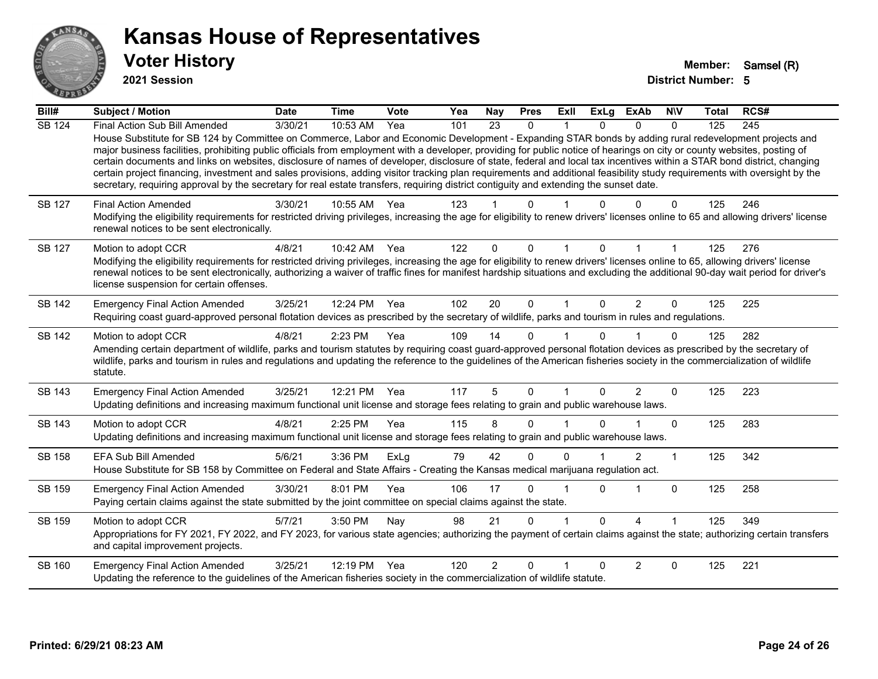# Kansas House of Representatives

## Voter History

**2021 Session**

**Member:** Samsel (R)
**District Number:** 5

| Bill# | Subject / Motion | Date | Time | Vote | Yea | Nay | Pres | ExII | ExLg | ExAb | N\V | Total | RCS# |
|---|---|---|---|---|---|---|---|---|---|---|---|---|---|
| SB 124 | Final Action Sub Bill Amended | 3/30/21 | 10:53 AM | Yea | 101 | 23 | 0 | 1 | 0 | 0 | 0 | 125 | 245 |
| | House Substitute for SB 124 by Committee on Commerce, Labor and Economic Development - Expanding STAR bonds by adding rural redevelopment projects and major business facilities, prohibiting public officials from employment with a developer, providing for public notice of hearings on city or county websites, posting of certain documents and links on websites, disclosure of names of developer, disclosure of state, federal and local tax incentives within a STAR bond district, changing certain project financing, investment and sales provisions, adding visitor tracking plan requirements and additional feasibility study requirements with oversight by the secretary, requiring approval by the secretary for real estate transfers, requiring district contiguity and extending the sunset date. | | | | | | | | | | | | |
| SB 127 | Final Action Amended | 3/30/21 | 10:55 AM | Yea | 123 | 1 | 0 | 1 | 0 | 0 | 0 | 125 | 246 |
| | Modifying the eligibility requirements for restricted driving privileges, increasing the age for eligibility to renew drivers' licenses online to 65 and allowing drivers' license renewal notices to be sent electronically. | | | | | | | | | | | | |
| SB 127 | Motion to adopt CCR | 4/8/21 | 10:42 AM | Yea | 122 | 0 | 0 | 1 | 0 | 1 | 1 | 125 | 276 |
| | Modifying the eligibility requirements for restricted driving privileges, increasing the age for eligibility to renew drivers' licenses online to 65, allowing drivers' license renewal notices to be sent electronically, authorizing a waiver of traffic fines for manifest hardship situations and excluding the additional 90-day wait period for driver's license suspension for certain offenses. | | | | | | | | | | | | |
| SB 142 | Emergency Final Action Amended | 3/25/21 | 12:24 PM | Yea | 102 | 20 | 0 | 1 | 0 | 2 | 0 | 125 | 225 |
| | Requiring coast guard-approved personal flotation devices as prescribed by the secretary of wildlife, parks and tourism in rules and regulations. | | | | | | | | | | | | |
| SB 142 | Motion to adopt CCR | 4/8/21 | 2:23 PM | Yea | 109 | 14 | 0 | 1 | 0 | 1 | 0 | 125 | 282 |
| | Amending certain department of wildlife, parks and tourism statutes by requiring coast guard-approved personal flotation devices as prescribed by the secretary of wildlife, parks and tourism in rules and regulations and updating the reference to the guidelines of the American fisheries society in the commercialization of wildlife statute. | | | | | | | | | | | | |
| SB 143 | Emergency Final Action Amended | 3/25/21 | 12:21 PM | Yea | 117 | 5 | 0 | 1 | 0 | 2 | 0 | 125 | 223 |
| | Updating definitions and increasing maximum functional unit license and storage fees relating to grain and public warehouse laws. | | | | | | | | | | | | |
| SB 143 | Motion to adopt CCR | 4/8/21 | 2:25 PM | Yea | 115 | 8 | 0 | 1 | 0 | 1 | 0 | 125 | 283 |
| | Updating definitions and increasing maximum functional unit license and storage fees relating to grain and public warehouse laws. | | | | | | | | | | | | |
| SB 158 | EFA Sub Bill Amended | 5/6/21 | 3:36 PM | ExLg | 79 | 42 | 0 | 0 | 1 | 2 | 1 | 125 | 342 |
| | House Substitute for SB 158 by Committee on Federal and State Affairs - Creating the Kansas medical marijuana regulation act. | | | | | | | | | | | | |
| SB 159 | Emergency Final Action Amended | 3/30/21 | 8:01 PM | Yea | 106 | 17 | 0 | 1 | 0 | 1 | 0 | 125 | 258 |
| | Paying certain claims against the state submitted by the joint committee on special claims against the state. | | | | | | | | | | | | |
| SB 159 | Motion to adopt CCR | 5/7/21 | 3:50 PM | Nay | 98 | 21 | 0 | 1 | 0 | 4 | 1 | 125 | 349 |
| | Appropriations for FY 2021, FY 2022, and FY 2023, for various state agencies; authorizing the payment of certain claims against the state; authorizing certain transfers and capital improvement projects. | | | | | | | | | | | | |
| SB 160 | Emergency Final Action Amended | 3/25/21 | 12:19 PM | Yea | 120 | 2 | 0 | 1 | 0 | 2 | 0 | 125 | 221 |
| | Updating the reference to the guidelines of the American fisheries society in the commercialization of wildlife statute. | | | | | | | | | | | | |

**Printed: 6/29/21 08:23 AM**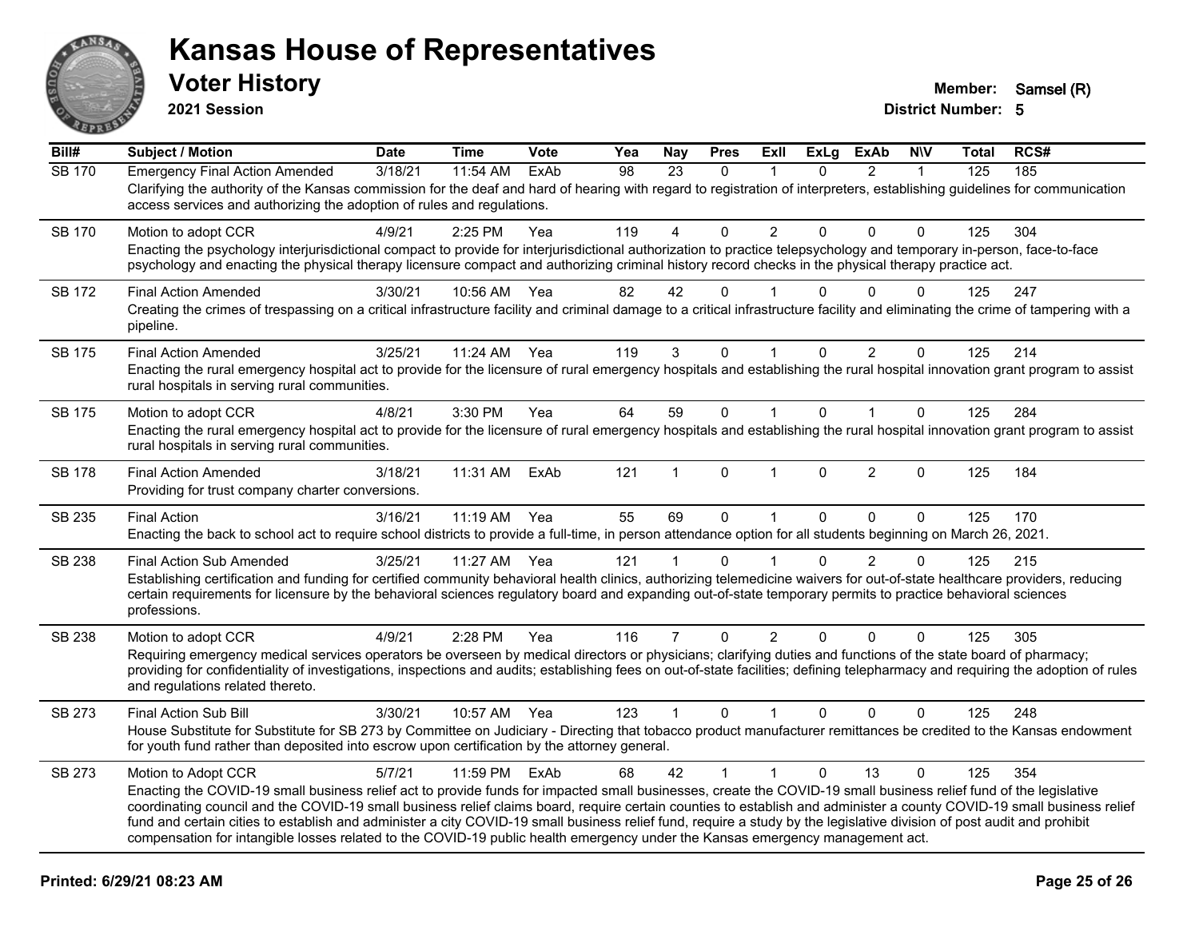# Kansas House of Representatives

## Voter History

**2021 Session**

**Member:** Samsel (R)
**District Number:** 5

| Bill# | Subject / Motion | Date | Time | Vote | Yea | Nay | Pres | ExII | ExLg | ExAb | N\V | Total | RCS# |
|---|---|---|---|---|---|---|---|---|---|---|---|---|---|
| SB 170 | Emergency Final Action Amended | 3/18/21 | 11:54 AM | ExAb | 98 | 23 | 0 | 1 | 0 | 2 | 1 | 125 | 185 |
| | Clarifying the authority of the Kansas commission for the deaf and hard of hearing with regard to registration of interpreters, establishing guidelines for communication access services and authorizing the adoption of rules and regulations. | | | | | | | | | | | | |
| SB 170 | Motion to adopt CCR | 4/9/21 | 2:25 PM | Yea | 119 | 4 | 0 | 2 | 0 | 0 | 0 | 125 | 304 |
| | Enacting the psychology interjurisdictional compact to provide for interjurisdictional authorization to practice telepsychology and temporary in-person, face-to-face psychology and enacting the physical therapy licensure compact and authorizing criminal history record checks in the physical therapy practice act. | | | | | | | | | | | | |
| SB 172 | Final Action Amended | 3/30/21 | 10:56 AM | Yea | 82 | 42 | 0 | 1 | 0 | 0 | 0 | 125 | 247 |
| | Creating the crimes of trespassing on a critical infrastructure facility and criminal damage to a critical infrastructure facility and eliminating the crime of tampering with a pipeline. | | | | | | | | | | | | |
| SB 175 | Final Action Amended | 3/25/21 | 11:24 AM | Yea | 119 | 3 | 0 | 1 | 0 | 2 | 0 | 125 | 214 |
| | Enacting the rural emergency hospital act to provide for the licensure of rural emergency hospitals and establishing the rural hospital innovation grant program to assist rural hospitals in serving rural communities. | | | | | | | | | | | | |
| SB 175 | Motion to adopt CCR | 4/8/21 | 3:30 PM | Yea | 64 | 59 | 0 | 1 | 0 | 1 | 0 | 125 | 284 |
| | Enacting the rural emergency hospital act to provide for the licensure of rural emergency hospitals and establishing the rural hospital innovation grant program to assist rural hospitals in serving rural communities. | | | | | | | | | | | | |
| SB 178 | Final Action Amended | 3/18/21 | 11:31 AM | ExAb | 121 | 1 | 0 | 1 | 0 | 2 | 0 | 125 | 184 |
| | Providing for trust company charter conversions. | | | | | | | | | | | | |
| SB 235 | Final Action | 3/16/21 | 11:19 AM | Yea | 55 | 69 | 0 | 1 | 0 | 0 | 0 | 125 | 170 |
| | Enacting the back to school act to require school districts to provide a full-time, in person attendance option for all students beginning on March 26, 2021. | | | | | | | | | | | | |
| SB 238 | Final Action Sub Amended | 3/25/21 | 11:27 AM | Yea | 121 | 1 | 0 | 1 | 0 | 2 | 0 | 125 | 215 |
| | Establishing certification and funding for certified community behavioral health clinics, authorizing telemedicine waivers for out-of-state healthcare providers, reducing certain requirements for licensure by the behavioral sciences regulatory board and expanding out-of-state temporary permits to practice behavioral sciences professions. | | | | | | | | | | | | |
| SB 238 | Motion to adopt CCR | 4/9/21 | 2:28 PM | Yea | 116 | 7 | 0 | 2 | 0 | 0 | 0 | 125 | 305 |
| | Requiring emergency medical services operators be overseen by medical directors or physicians; clarifying duties and functions of the state board of pharmacy; providing for confidentiality of investigations, inspections and audits; establishing fees on out-of-state facilities; defining telepharmacy and requiring the adoption of rules and regulations related thereto. | | | | | | | | | | | | |
| SB 273 | Final Action Sub Bill | 3/30/21 | 10:57 AM | Yea | 123 | 1 | 0 | 1 | 0 | 0 | 0 | 125 | 248 |
| | House Substitute for Substitute for SB 273 by Committee on Judiciary - Directing that tobacco product manufacturer remittances be credited to the Kansas endowment for youth fund rather than deposited into escrow upon certification by the attorney general. | | | | | | | | | | | | |
| SB 273 | Motion to Adopt CCR | 5/7/21 | 11:59 PM | ExAb | 68 | 42 | 1 | 1 | 0 | 13 | 0 | 125 | 354 |
| | Enacting the COVID-19 small business relief act to provide funds for impacted small businesses, create the COVID-19 small business relief fund of the legislative coordinating council and the COVID-19 small business relief claims board, require certain counties to establish and administer a county COVID-19 small business relief fund and certain cities to establish and administer a city COVID-19 small business relief fund, require a study by the legislative division of post audit and prohibit compensation for intangible losses related to the COVID-19 public health emergency under the Kansas emergency management act. | | | | | | | | | | | | |

Printed: 6/29/21 08:23 AM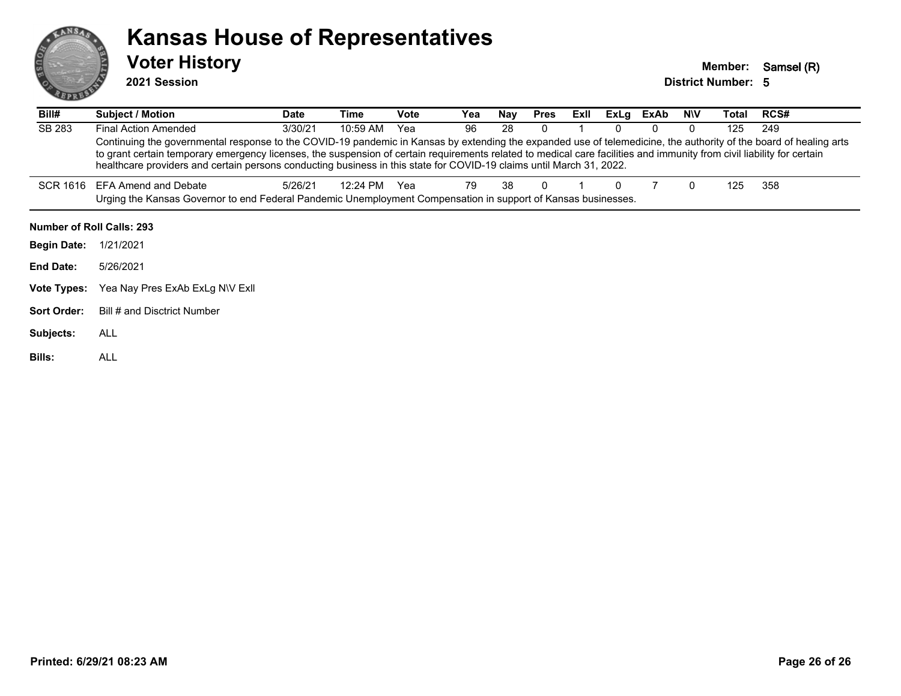# Kansas House of Representatives

## Voter History

**2021 Session**

**Member:** Samsel (R)
**District Number:** 5

| Bill# | Subject / Motion | Date | Time | Vote | Yea | Nay | Pres | ExII | ExLg | ExAb | N\V | Total | RCS# |
|---|---|---|---|---|---|---|---|---|---|---|---|---|---|
| SB 283 | Final Action Amended | 3/30/21 | 10:59 AM | Yea | 96 | 28 | 0 | 1 | 0 | 0 | 0 | 125 | 249 |
| | Continuing the governmental response to the COVID-19 pandemic in Kansas by extending the expanded use of telemedicine, the authority of the board of healing arts to grant certain temporary emergency licenses, the suspension of certain requirements related to medical care facilities and immunity from civil liability for certain healthcare providers and certain persons conducting business in this state for COVID-19 claims until March 31, 2022. | | | | | | | | | | | | |
| SCR 1616 | EFA Amend and Debate | 5/26/21 | 12:24 PM | Yea | 79 | 38 | 0 | 1 | 0 | 7 | 0 | 125 | 358 |
| | Urging the Kansas Governor to end Federal Pandemic Unemployment Compensation in support of Kansas businesses. | | | | | | | | | | | | |

**Number of Roll Calls: 293**

**Begin Date:** 1/21/2021

**End Date:** 5/26/2021

**Vote Types:** Yea Nay Pres ExAb ExLg N\V ExII

**Sort Order:** Bill # and Disctrict Number

**Subjects:** ALL

**Bills:** ALL

**Printed: 6/29/21 08:23 AM**